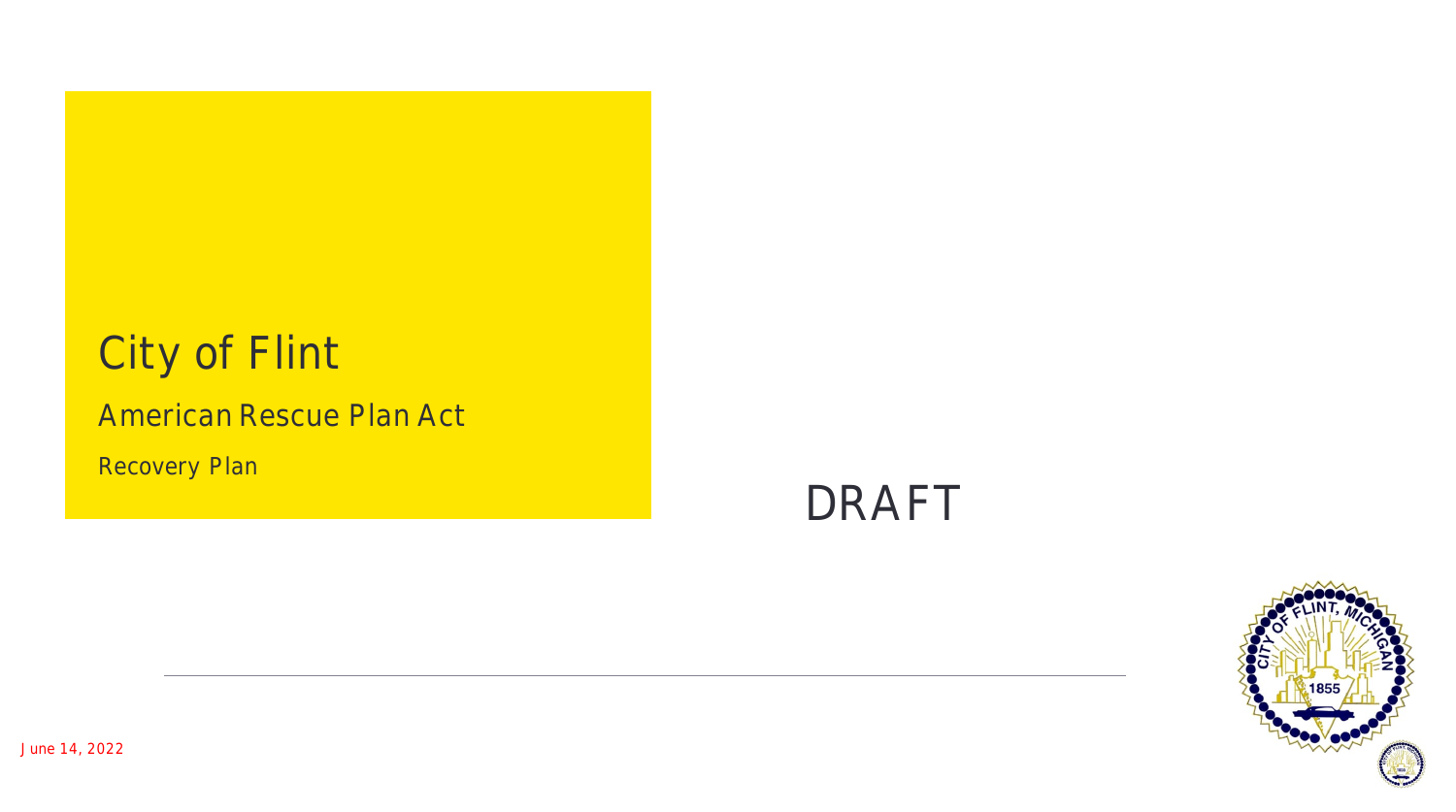# City of Flint

## American Rescue Plan Act

### Recovery Plan

DRAFT

June 14, 2022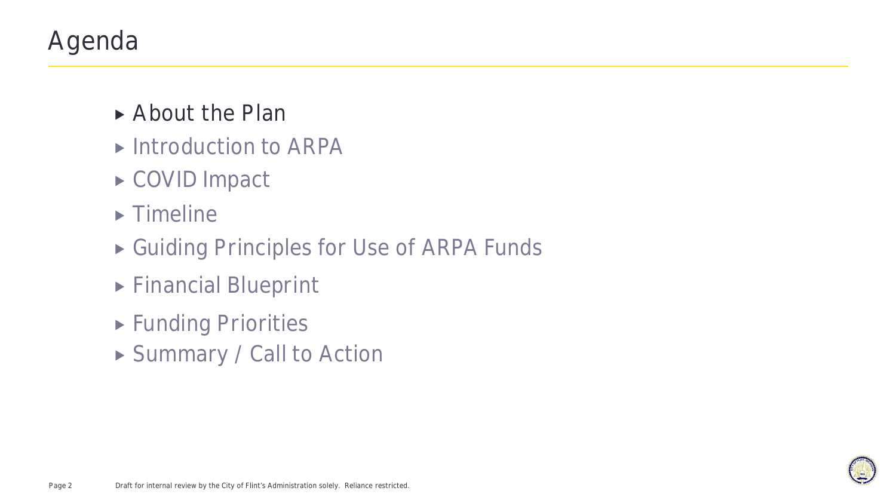# Agenda

- About the Plan
- Introduction to ARPA
- COVID Impact
- Timeline
- Guiding Principles for Use of ARPA Funds
- Financial Blueprint
- Funding Priorities
- Summary / Call to Action

Draft for internal review by the City of Flint's Administration solely. Reliance restricted.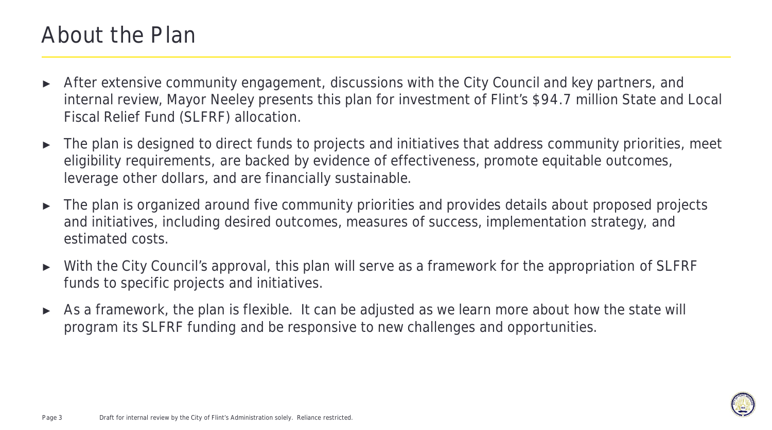# About the Plan

- After extensive community engagement, discussions with the City Council and key partners, and internal review, Mayor Neeley presents this plan for investment of Flint's $94.7 million State and Local Fiscal Relief Fund (SLFRF) allocation.
- The plan is designed to direct funds to projects and initiatives that address community priorities, meet eligibility requirements, are backed by evidence of effectiveness, promote equitable outcomes, leverage other dollars, and are financially sustainable.
- The plan is organized around five community priorities and provides details about proposed projects and initiatives, including desired outcomes, measures of success, implementation strategy, and estimated costs.
- With the City Council's approval, this plan will serve as a framework for the appropriation of SLFRF funds to specific projects and initiatives.
- As a framework, the plan is flexible. It can be adjusted as we learn more about how the state will program its SLFRF funding and be responsive to new challenges and opportunities.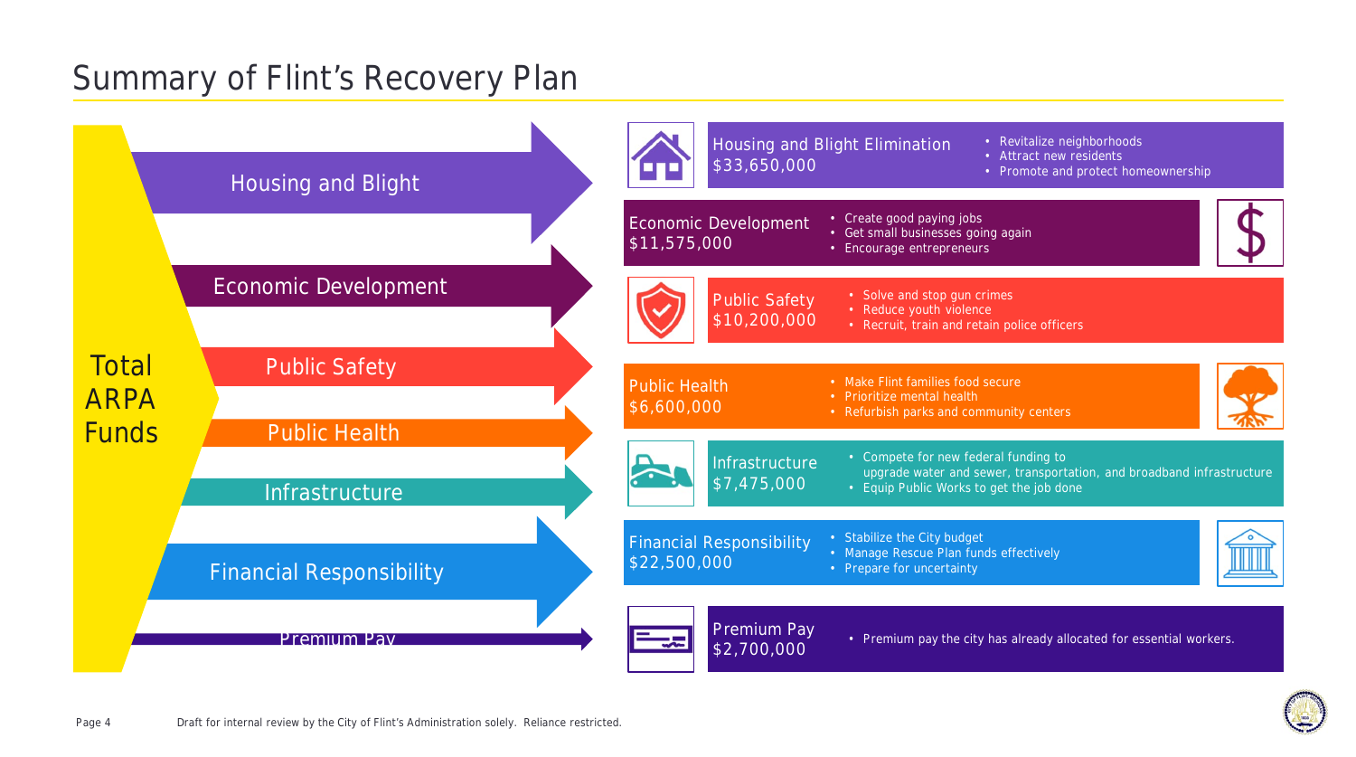# Summary of Flint's Recovery Plan

**Total ARPA Funds**

- Housing and Blight
- Economic Development
- Public Safety
- Public Health
- Infrastructure
- Financial Responsibility
- Premium Pay

## Housing and Blight Elimination
**$33,650,000**
- Revitalize neighborhoods
- Attract new residents
- Promote and protect homeownership

## Economic Development
**$11,575,000**
- Create good paying jobs
- Get small businesses going again
- Encourage entrepreneurs

## Public Safety
**$10,200,000**
- Solve and stop gun crimes
- Reduce youth violence
- Recruit, train and retain police officers

## Public Health
**$6,600,000**
- Make Flint families food secure
- Prioritize mental health
- Refurbish parks and community centers

## Infrastructure
**$7,475,000**
- Compete for new federal funding to upgrade water and sewer, transportation, and broadband infrastructure
- Equip Public Works to get the job done

## Financial Responsibility
**$22,500,000**
- Stabilize the City budget
- Manage Rescue Plan funds effectively
- Prepare for uncertainty

## Premium Pay
**$2,700,000**
- Premium pay the city has already allocated for essential workers.

Draft for internal review by the City of Flint's Administration solely. Reliance restricted.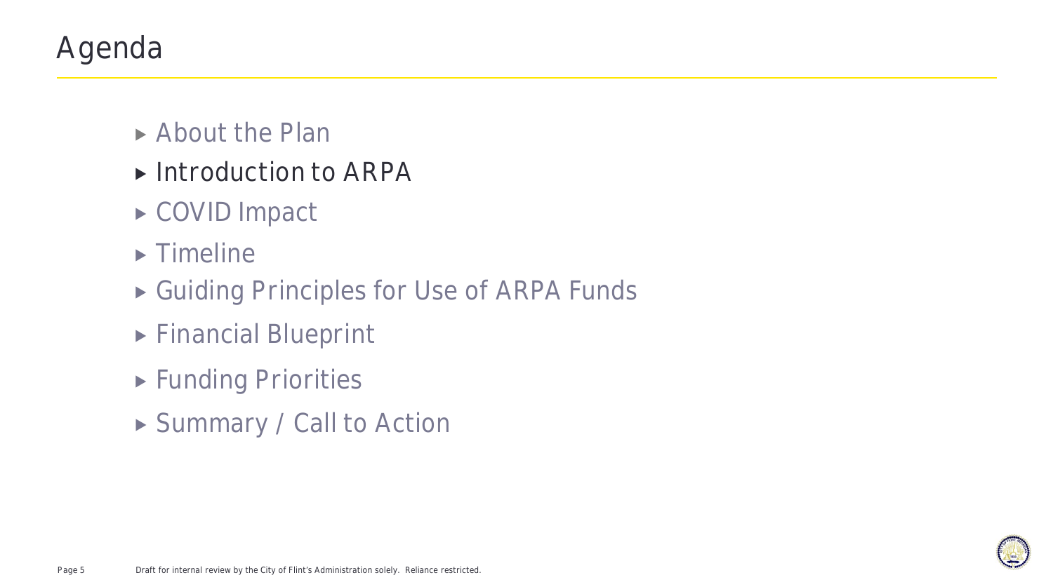# Agenda

- About the Plan
- Introduction to ARPA
- COVID Impact
- Timeline
- Guiding Principles for Use of ARPA Funds
- Financial Blueprint
- Funding Priorities
- Summary / Call to Action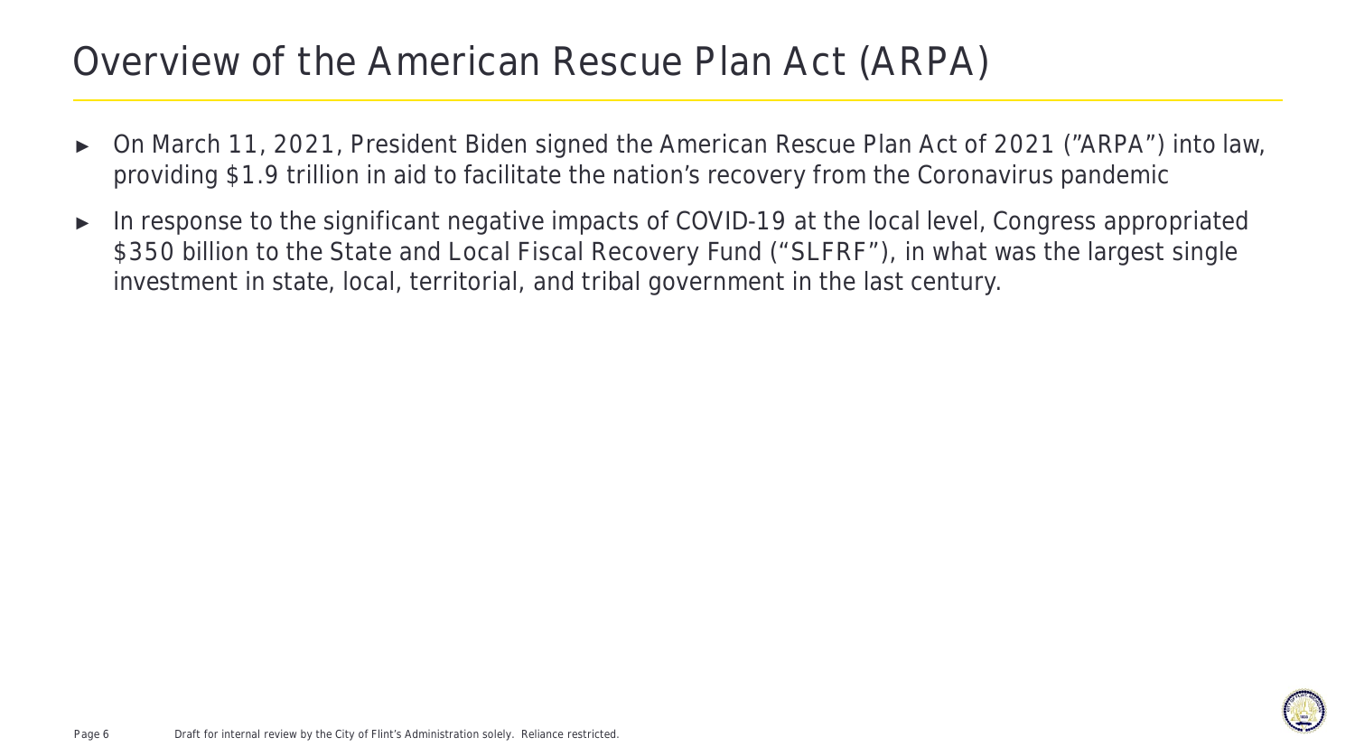# Overview of the American Rescue Plan Act (ARPA)

- On March 11, 2021, President Biden signed the American Rescue Plan Act of 2021 ("ARPA") into law, providing $1.9 trillion in aid to facilitate the nation's recovery from the Coronavirus pandemic
- In response to the significant negative impacts of COVID-19 at the local level, Congress appropriated $350 billion to the State and Local Fiscal Recovery Fund ("SLFRF"), in what was the largest single investment in state, local, territorial, and tribal government in the last century.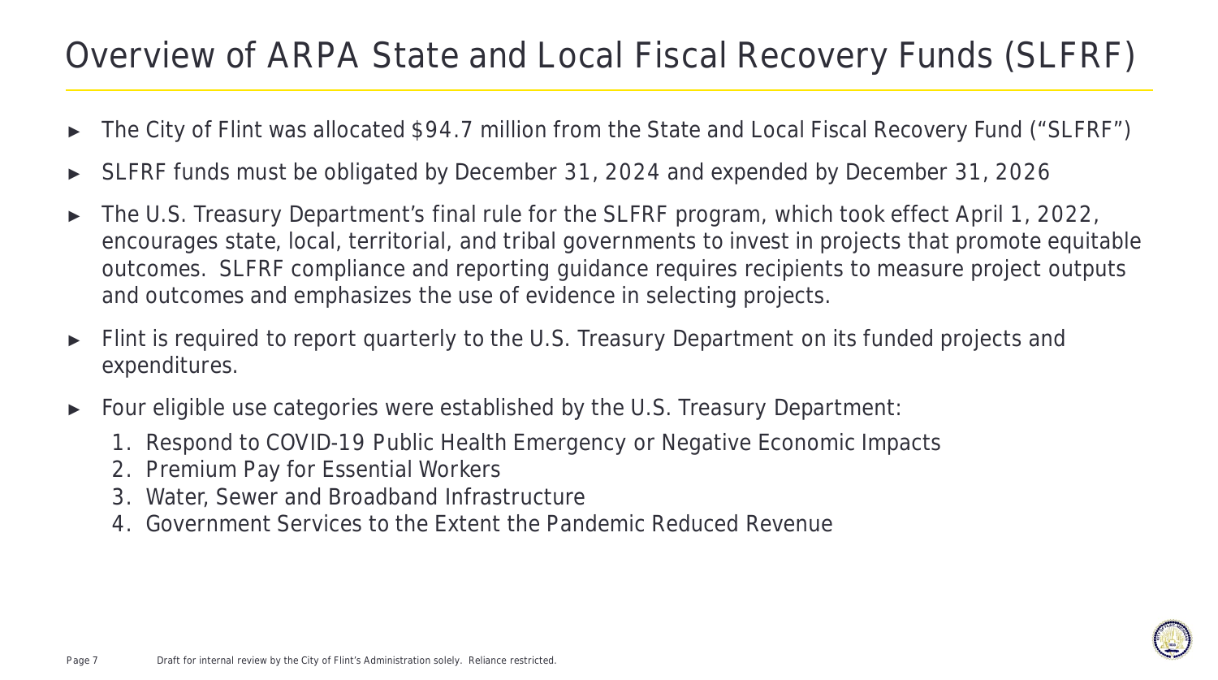# Overview of ARPA State and Local Fiscal Recovery Funds (SLFRF)

- The City of Flint was allocated $94.7 million from the State and Local Fiscal Recovery Fund ("SLFRF")
- SLFRF funds must be obligated by December 31, 2024 and expended by December 31, 2026
- The U.S. Treasury Department's final rule for the SLFRF program, which took effect April 1, 2022, encourages state, local, territorial, and tribal governments to invest in projects that promote equitable outcomes. SLFRF compliance and reporting guidance requires recipients to measure project outputs and outcomes and emphasizes the use of evidence in selecting projects.
- Flint is required to report quarterly to the U.S. Treasury Department on its funded projects and expenditures.
- Four eligible use categories were established by the U.S. Treasury Department:
  1. Respond to COVID-19 Public Health Emergency or Negative Economic Impacts
  2. Premium Pay for Essential Workers
  3. Water, Sewer and Broadband Infrastructure
  4. Government Services to the Extent the Pandemic Reduced Revenue

Draft for internal review by the City of Flint's Administration solely. Reliance restricted.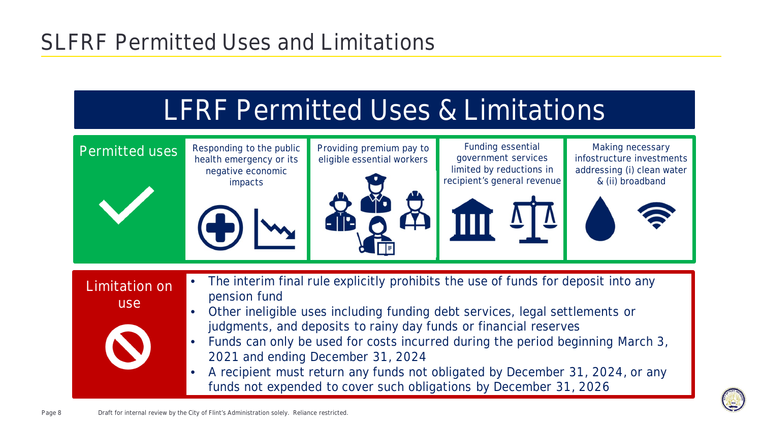# SLFRF Permitted Uses and Limitations

## LFRF Permitted Uses & Limitations

**Permitted uses**

- Responding to the public health emergency or its negative economic impacts
- Providing premium pay to eligible essential workers
- Funding essential government services limited by reductions in recipient's general revenue
- Making necessary infostructure investments addressing (i) clean water & (ii) broadband

**Limitation on use**

- The interim final rule explicitly prohibits the use of funds for deposit into any pension fund
- Other ineligible uses including funding debt services, legal settlements or judgments, and deposits to rainy day funds or financial reserves
- Funds can only be used for costs incurred during the period beginning March 3, 2021 and ending December 31, 2024
- A recipient must return any funds not obligated by December 31, 2024, or any funds not expended to cover such obligations by December 31, 2026

Draft for internal review by the City of Flint's Administration solely. Reliance restricted.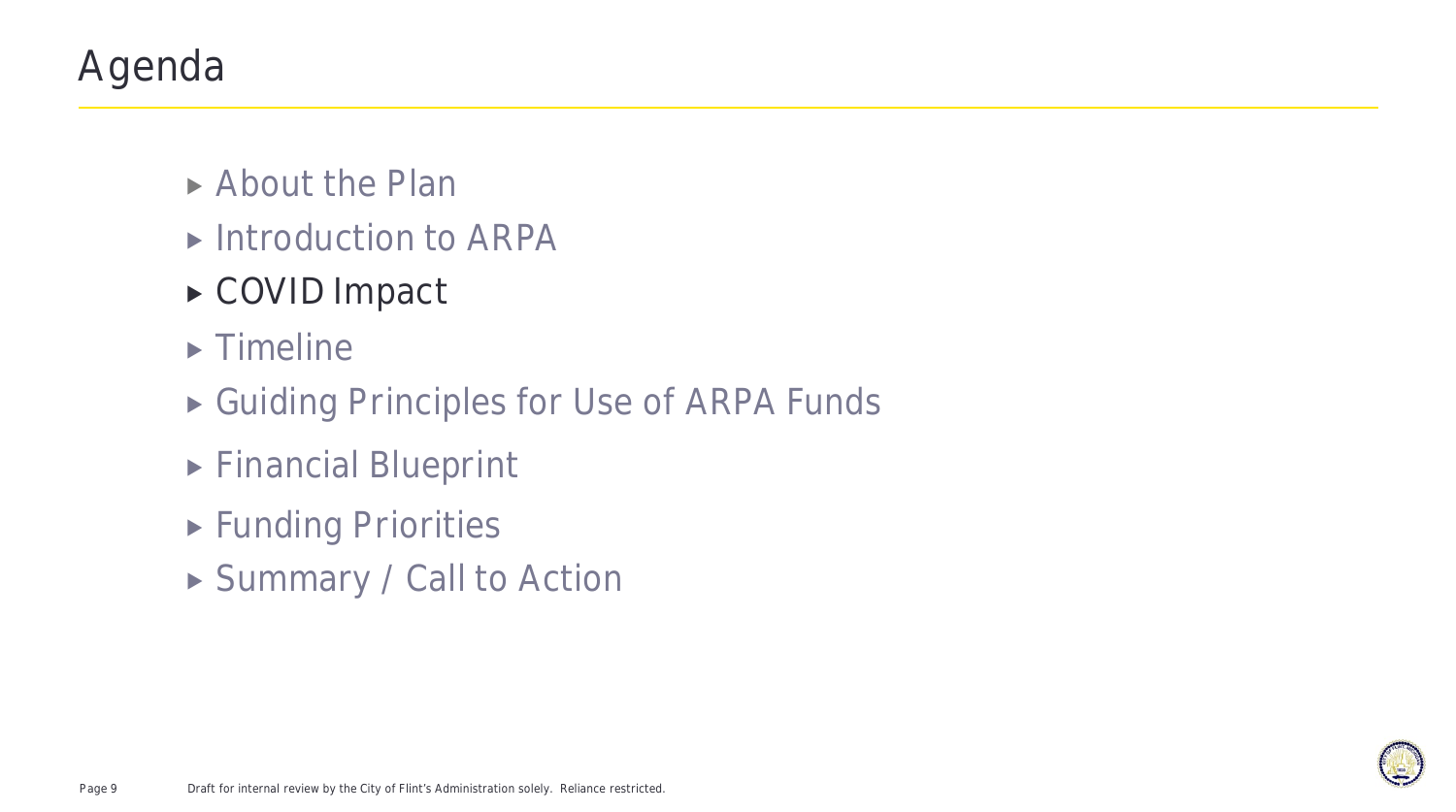# Agenda

- About the Plan
- Introduction to ARPA
- **COVID Impact**
- Timeline
- Guiding Principles for Use of ARPA Funds
- Financial Blueprint
- Funding Priorities
- Summary / Call to Action

Draft for internal review by the City of Flint's Administration solely. Reliance restricted.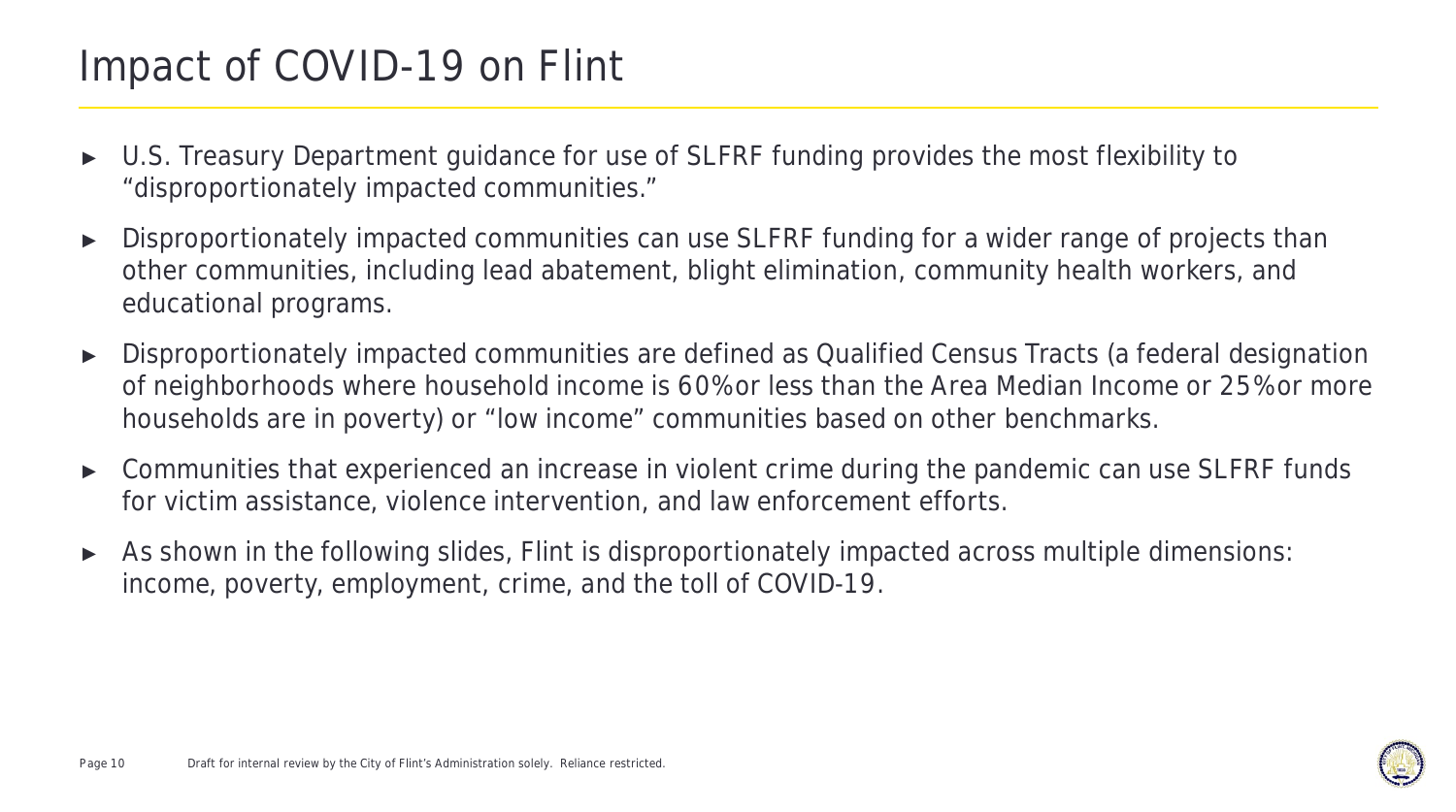# Impact of COVID-19 on Flint

- U.S. Treasury Department guidance for use of SLFRF funding provides the most flexibility to "disproportionately impacted communities."
- Disproportionately impacted communities can use SLFRF funding for a wider range of projects than other communities, including lead abatement, blight elimination, community health workers, and educational programs.
- Disproportionately impacted communities are defined as Qualified Census Tracts (a federal designation of neighborhoods where household income is 60%or less than the Area Median Income or 25%or more households are in poverty) or "low income" communities based on other benchmarks.
- Communities that experienced an increase in violent crime during the pandemic can use SLFRF funds for victim assistance, violence intervention, and law enforcement efforts.
- As shown in the following slides, Flint is disproportionately impacted across multiple dimensions: income, poverty, employment, crime, and the toll of COVID-19.

Draft for internal review by the City of Flint's Administration solely. Reliance restricted.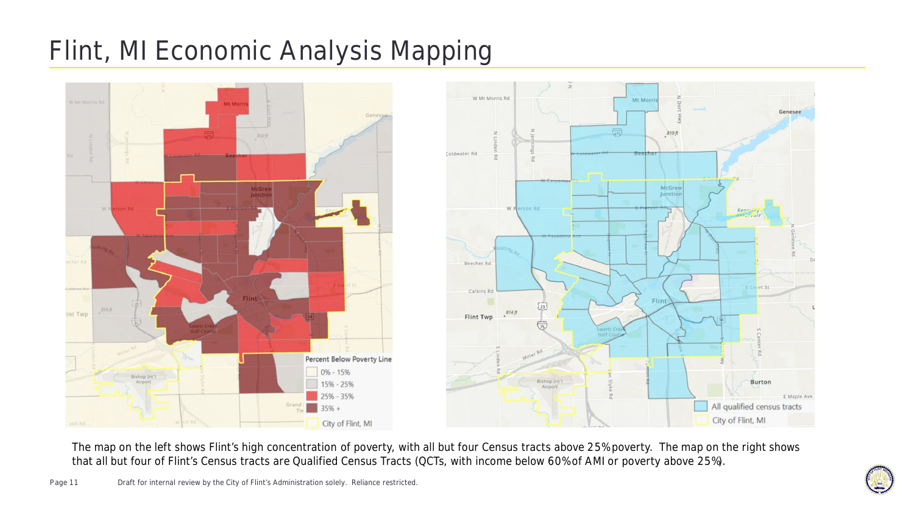# Flint, MI Economic Analysis Mapping

Percent Below Poverty Line

- 0% - 15%
- 15% - 25%
- 25% - 35%
- 35% +
- City of Flint, MI

- All qualified census tracts
- City of Flint, MI

The map on the left shows Flint's high concentration of poverty, with all but four Census tracts above 25% poverty. The map on the right shows that all but four of Flint's Census tracts are Qualified Census Tracts (QCTs, with income below 60% of AMI or poverty above 25%).

Draft for internal review by the City of Flint's Administration solely. Reliance restricted.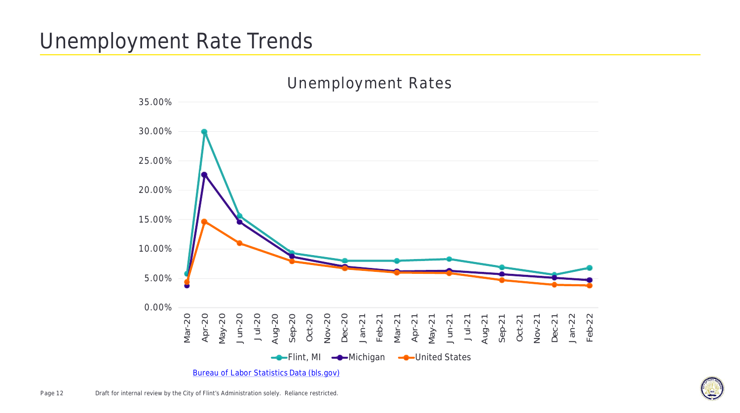# Unemployment Rate Trends

Unemployment Rates

[Bureau of Labor Statistics Data (bls.gov)](https://www.bls.gov)

Draft for internal review by the City of Flint's Administration solely. Reliance restricted.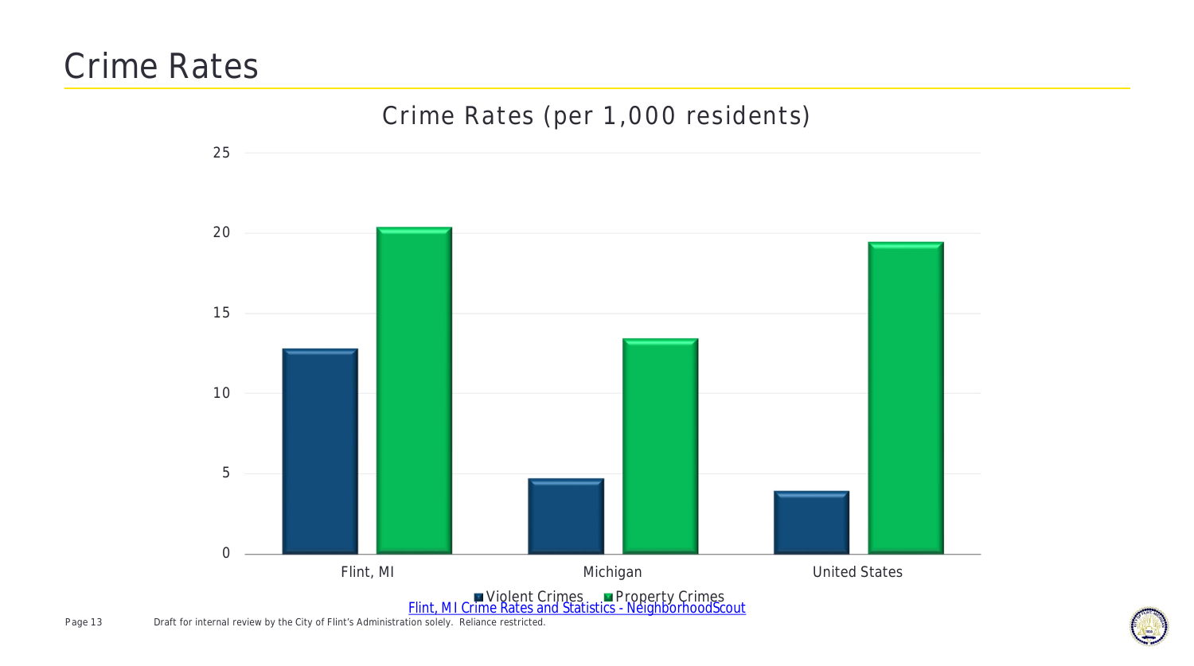# Crime Rates

Crime Rates (per 1,000 residents)

Violent Crimes, Property Crimes

Flint, MI, Michigan, United States

[Flint, MI Crime Rates and Statistics - NeighborhoodScout]

Draft for internal review by the City of Flint's Administration solely. Reliance restricted.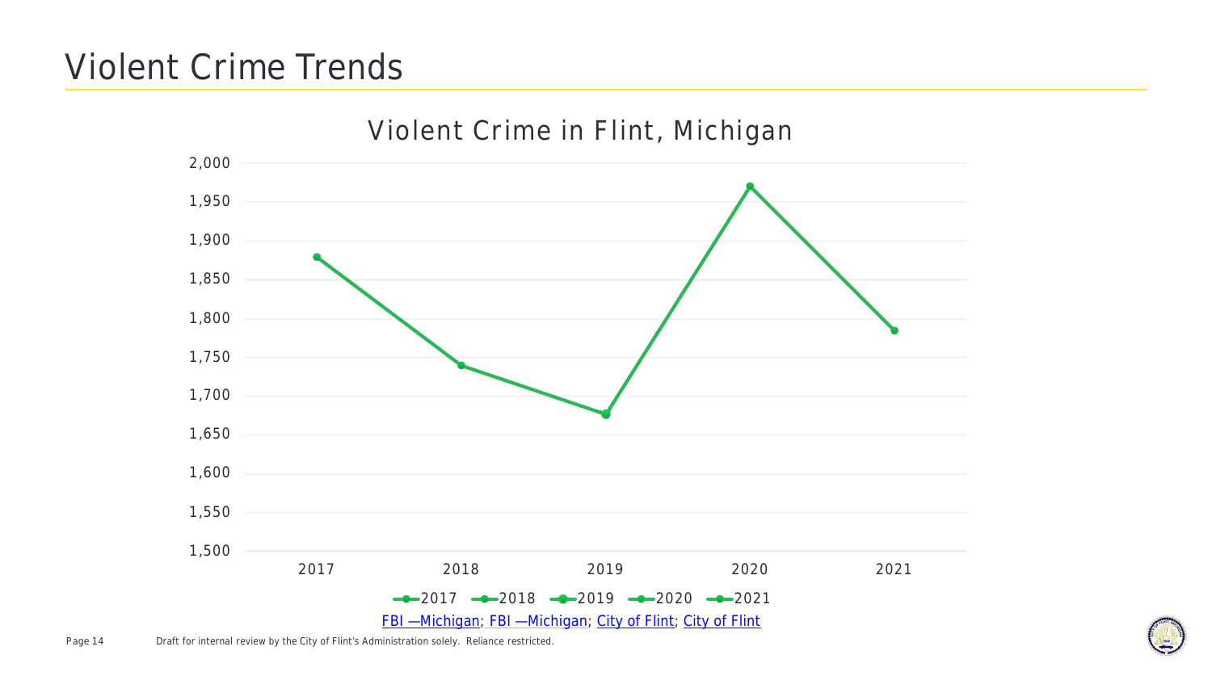# Violent Crime Trends

Violent Crime in Flint, Michigan

| Year | Violent Crime |
|---|---|
| 2017 | ~1,879 |
| 2018 | ~1,739 |
| 2019 | ~1,677 |
| 2020 | ~1,970 |
| 2021 | ~1,784 |

FBI —Michigan; FBI —Michigan; City of Flint; City of Flint

Draft for internal review by the City of Flint's Administration solely. Reliance restricted.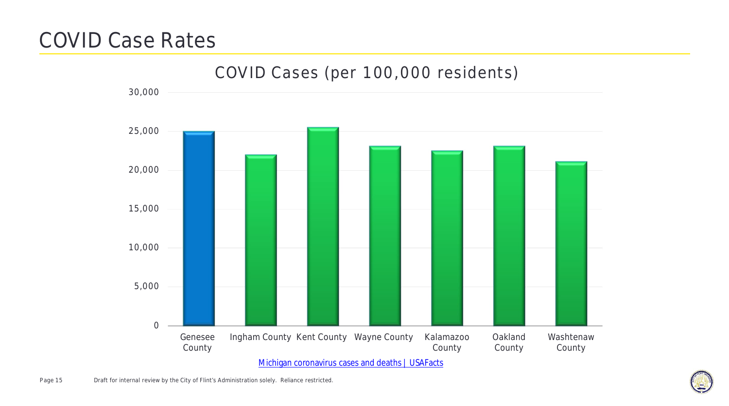# COVID Case Rates

## COVID Cases (per 100,000 residents)

| County | COVID Cases (per 100,000 residents) |
| --- | --- |
| Genesee County | ~25,000 |
| Ingham County | ~22,000 |
| Kent County | ~25,500 |
| Wayne County | ~23,100 |
| Kalamazoo County | ~22,500 |
| Oakland County | ~23,100 |
| Washtenaw County | ~21,100 |

Michigan coronavirus cases and deaths | USAFacts

Draft for internal review by the City of Flint's Administration solely. Reliance restricted.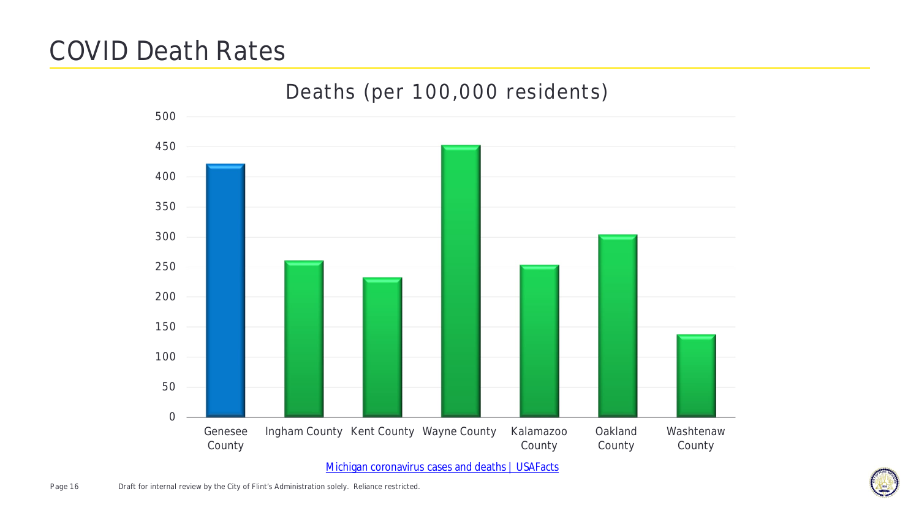# COVID Death Rates

Deaths (per 100,000 residents)

| County | Deaths (per 100,000 residents) |
|---|---|
| Genesee County | ~420 |
| Ingham County | ~260 |
| Kent County | ~232 |
| Wayne County | ~452 |
| Kalamazoo County | ~253 |
| Oakland County | ~303 |
| Washtenaw County | ~137 |

Michigan coronavirus cases and deaths | USAFacts

Draft for internal review by the City of Flint's Administration solely. Reliance restricted.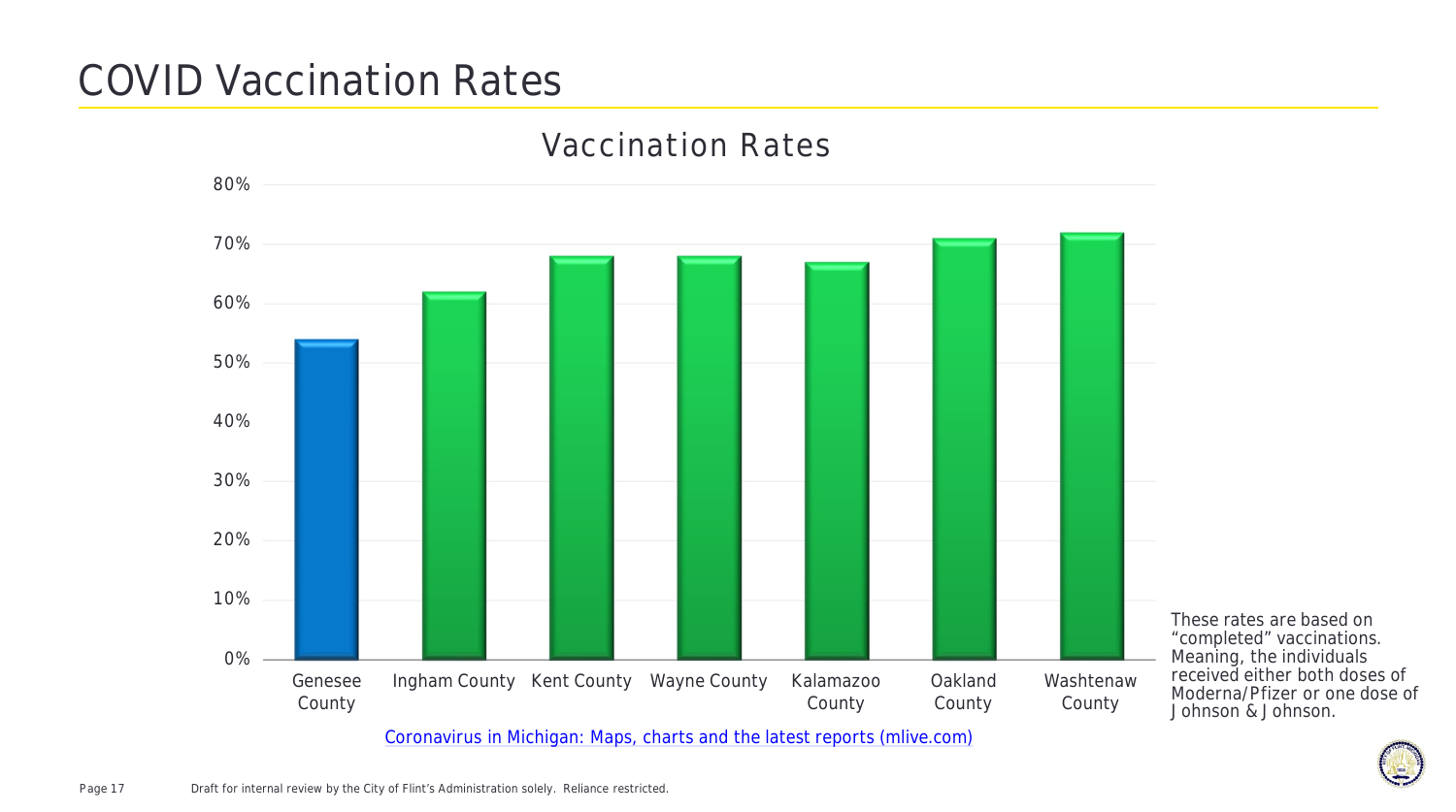# COVID Vaccination Rates

## Vaccination Rates

| County | Vaccination Rate |
|---|---|
| Genesee County | 54% |
| Ingham County | 62% |
| Kent County | 68% |
| Wayne County | 68% |
| Kalamazoo County | 67% |
| Oakland County | 71% |
| Washtenaw County | 72% |

Coronavirus in Michigan: Maps, charts and the latest reports (mlive.com)

These rates are based on "completed" vaccinations. Meaning, the individuals received either both doses of Moderna/Pfizer or one dose of Johnson & Johnson.

Draft for internal review by the City of Flint's Administration solely. Reliance restricted.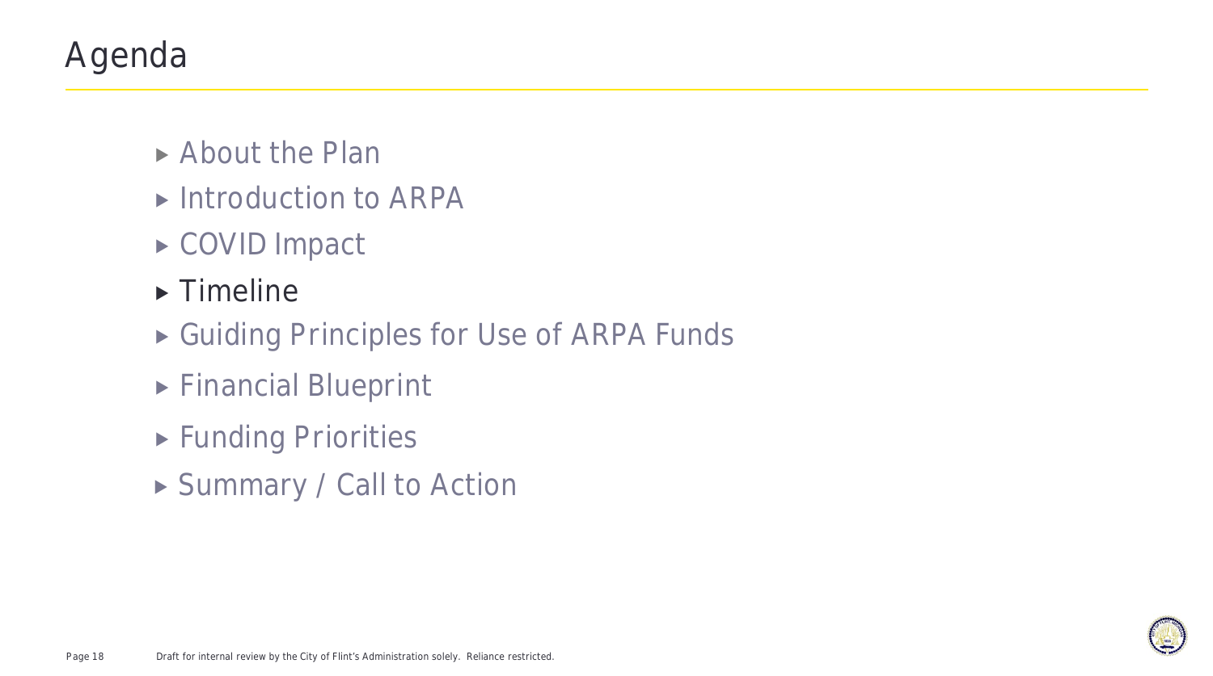# Agenda

- About the Plan
- Introduction to ARPA
- COVID Impact
- Timeline
- Guiding Principles for Use of ARPA Funds
- Financial Blueprint
- Funding Priorities
- Summary / Call to Action

Draft for internal review by the City of Flint's Administration solely. Reliance restricted.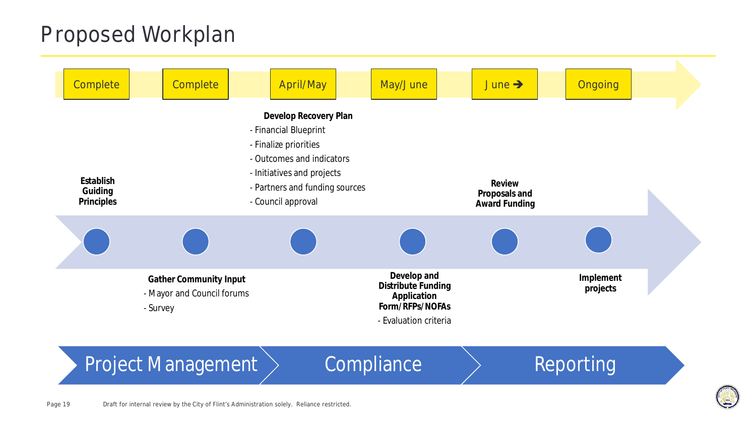# Proposed Workplan

| Complete | Complete | April/May | May/June | June → | Ongoing |
|---|---|---|---|---|---|
| **Establish Guiding Principles** | **Gather Community Input**<br>- Mayor and Council forums<br>- Survey | **Develop Recovery Plan**<br>- Financial Blueprint<br>- Finalize priorities<br>- Outcomes and indicators<br>- Initiatives and projects<br>- Partners and funding sources<br>- Council approval | **Develop and Distribute Funding Application Form/RFPs/NOFAs**<br>- Evaluation criteria | **Review Proposals and Award Funding** | **Implement projects** |

Project Management → Compliance → Reporting

Draft for internal review by the City of Flint's Administration solely. Reliance restricted.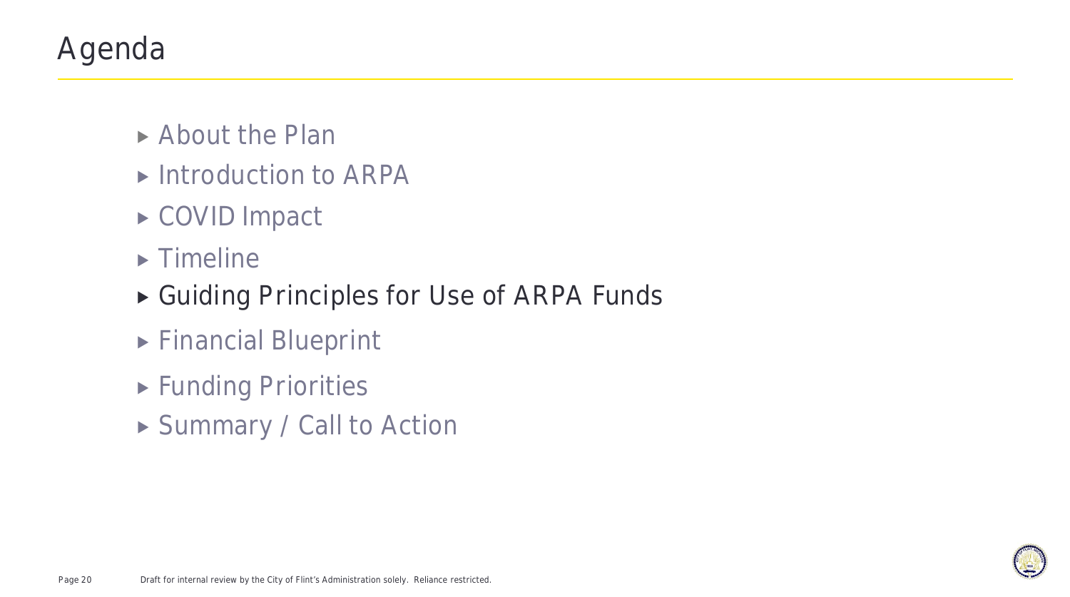# Agenda

- About the Plan
- Introduction to ARPA
- COVID Impact
- Timeline
- Guiding Principles for Use of ARPA Funds
- Financial Blueprint
- Funding Priorities
- Summary / Call to Action

Draft for internal review by the City of Flint's Administration solely. Reliance restricted.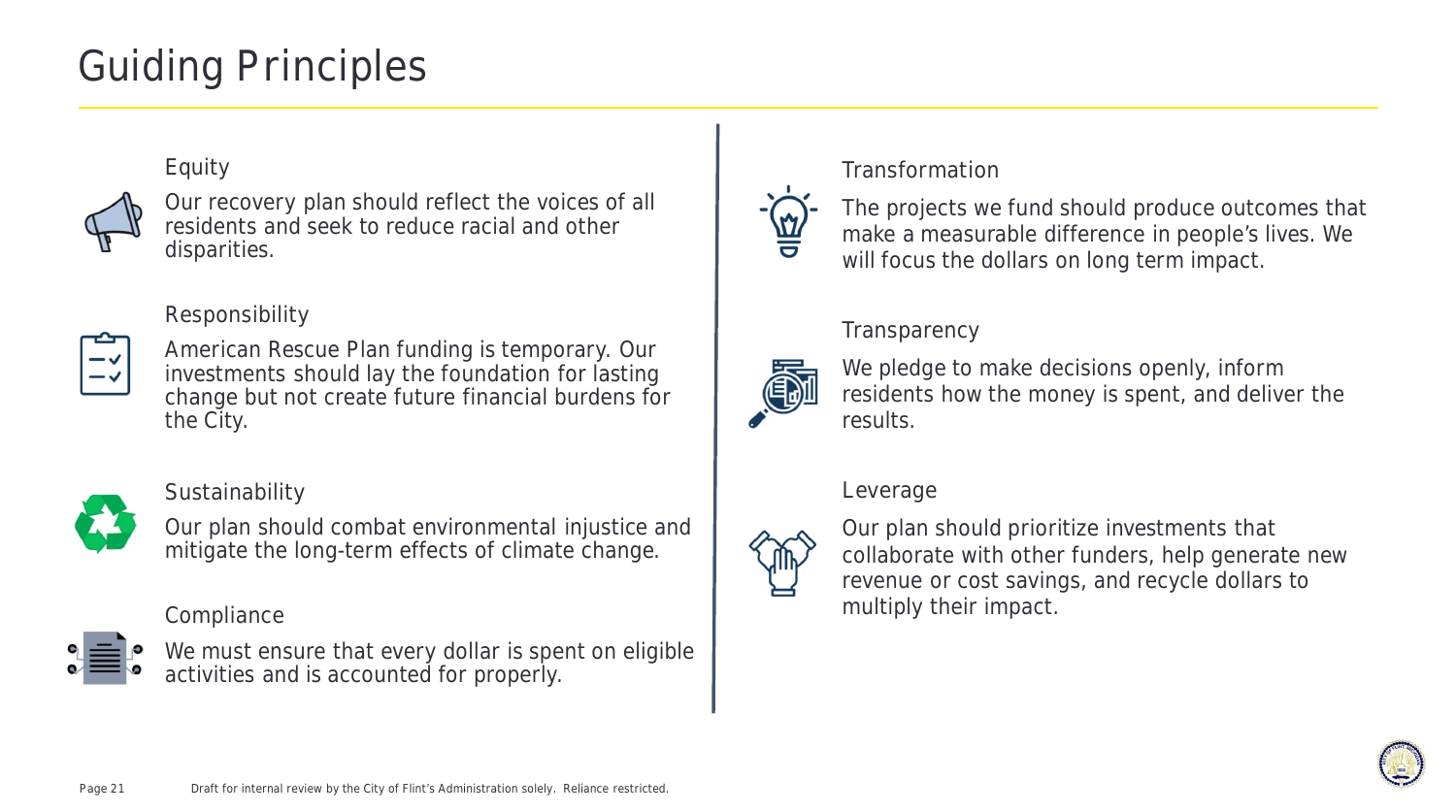# Guiding Principles

## Equity

Our recovery plan should reflect the voices of all residents and seek to reduce racial and other disparities.

## Responsibility

American Rescue Plan funding is temporary. Our investments should lay the foundation for lasting change but not create future financial burdens for the City.

## Sustainability

Our plan should combat environmental injustice and mitigate the long-term effects of climate change.

## Compliance

We must ensure that every dollar is spent on eligible activities and is accounted for properly.

## Transformation

The projects we fund should produce outcomes that make a measurable difference in people's lives. We will focus the dollars on long term impact.

## Transparency

We pledge to make decisions openly, inform residents how the money is spent, and deliver the results.

## Leverage

Our plan should prioritize investments that collaborate with other funders, help generate new revenue or cost savings, and recycle dollars to multiply their impact.

Draft for internal review by the City of Flint's Administration solely. Reliance restricted.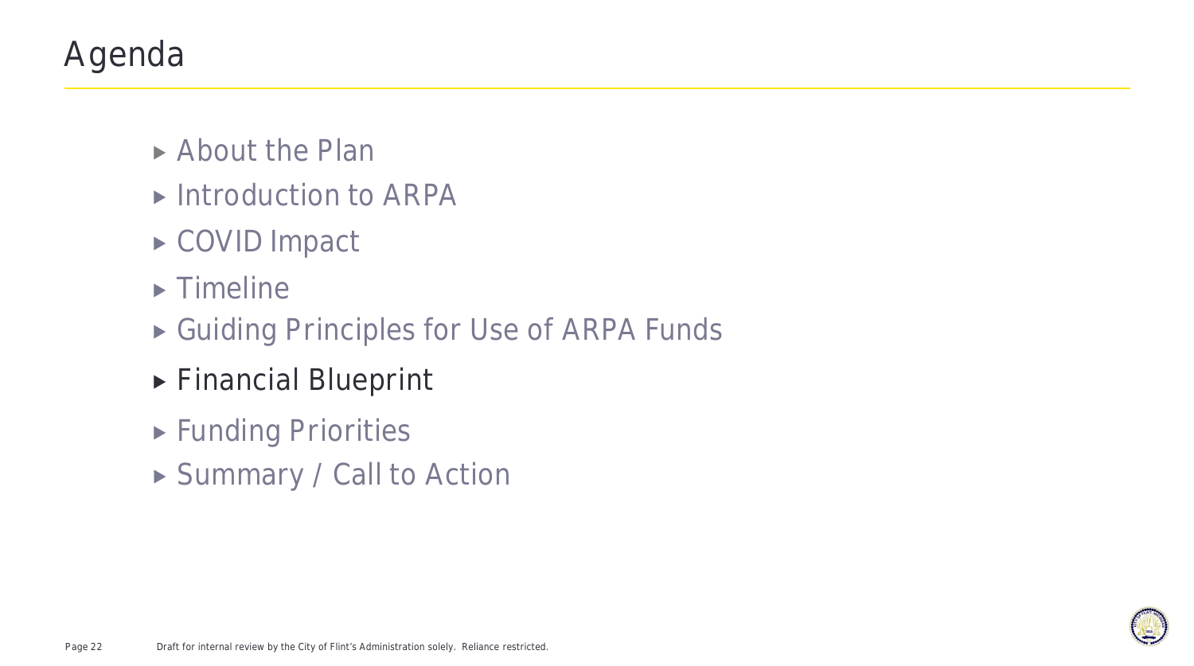# Agenda

- About the Plan
- Introduction to ARPA
- COVID Impact
- Timeline
- Guiding Principles for Use of ARPA Funds
- **Financial Blueprint**
- Funding Priorities
- Summary / Call to Action

Draft for internal review by the City of Flint's Administration solely. Reliance restricted.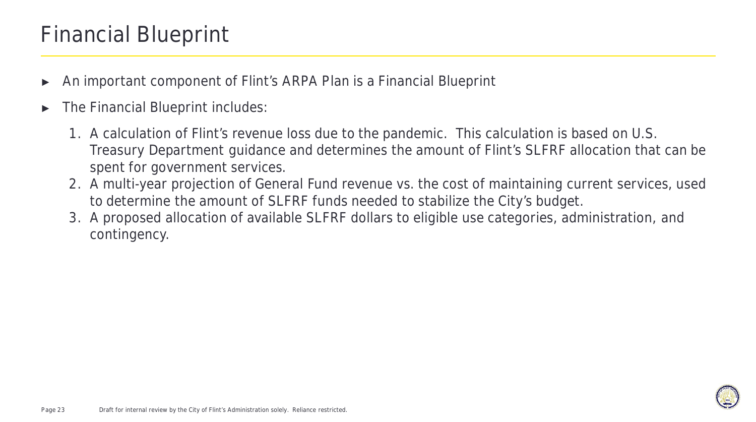# Financial Blueprint

- An important component of Flint's ARPA Plan is a Financial Blueprint
- The Financial Blueprint includes:
  1. A calculation of Flint's revenue loss due to the pandemic. This calculation is based on U.S. Treasury Department guidance and determines the amount of Flint's SLFRF allocation that can be spent for government services.
  2. A multi-year projection of General Fund revenue vs. the cost of maintaining current services, used to determine the amount of SLFRF funds needed to stabilize the City's budget.
  3. A proposed allocation of available SLFRF dollars to eligible use categories, administration, and contingency.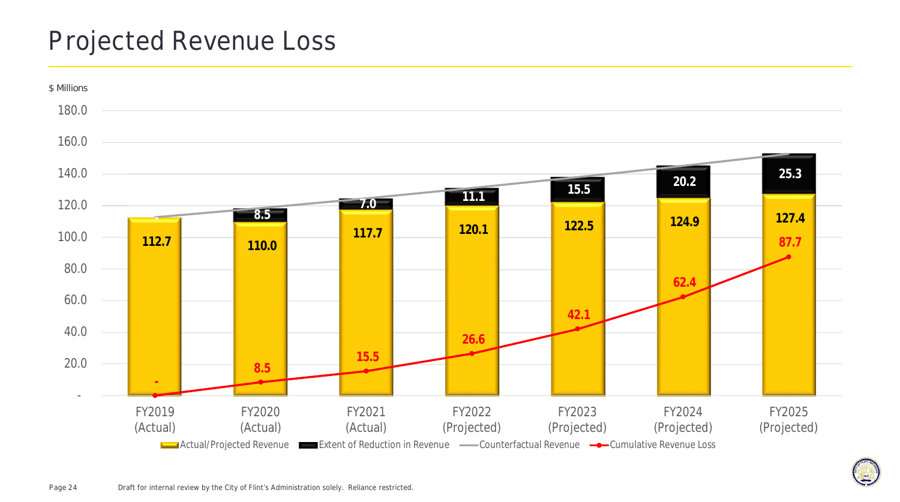# Projected Revenue Loss

$ Millions

| | FY2019 (Actual) | FY2020 (Actual) | FY2021 (Actual) | FY2022 (Projected) | FY2023 (Projected) | FY2024 (Projected) | FY2025 (Projected) |
|---|---|---|---|---|---|---|---|
| Actual/Projected Revenue | 112.7 | 110.0 | 117.7 | 120.1 | 122.5 | 124.9 | 127.4 |
| Extent of Reduction in Revenue | | 8.5 | 7.0 | 11.1 | 15.5 | 20.2 | 25.3 |
| Cumulative Revenue Loss | - | 8.5 | 15.5 | 26.6 | 42.1 | 62.4 | 87.7 |

Legend: Actual/Projected Revenue; Extent of Reduction in Revenue; Counterfactual Revenue; Cumulative Revenue Loss

Draft for internal review by the City of Flint's Administration solely. Reliance restricted.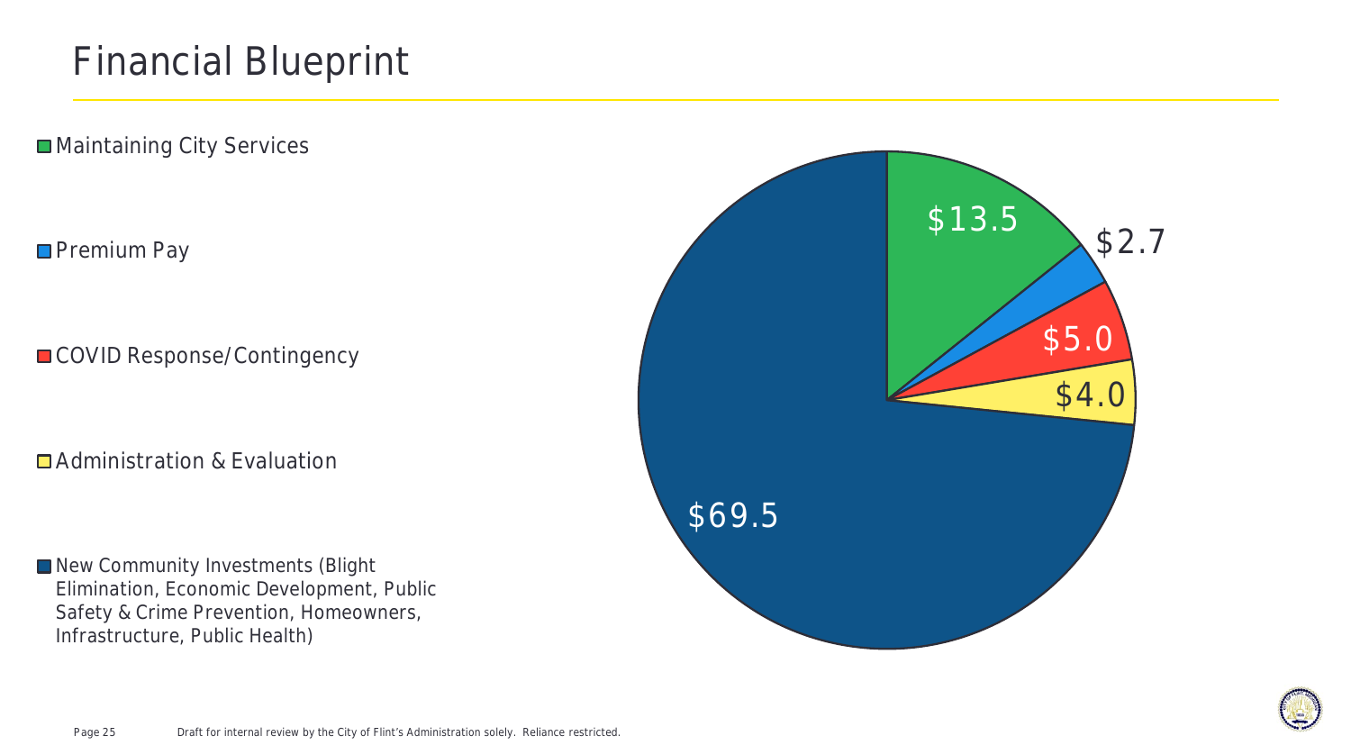# Financial Blueprint

- Maintaining City Services
- Premium Pay
- COVID Response/Contingency
- Administration & Evaluation
- New Community Investments (Blight Elimination, Economic Development, Public Safety & Crime Prevention, Homeowners, Infrastructure, Public Health)

| Category | Amount |
| --- | --- |
| Maintaining City Services | $13.5 |
| Premium Pay | $2.7 |
| COVID Response/Contingency | $5.0 |
| Administration & Evaluation | $4.0 |
| New Community Investments (Blight Elimination, Economic Development, Public Safety & Crime Prevention, Homeowners, Infrastructure, Public Health) | $69.5 |

Draft for internal review by the City of Flint's Administration solely. Reliance restricted.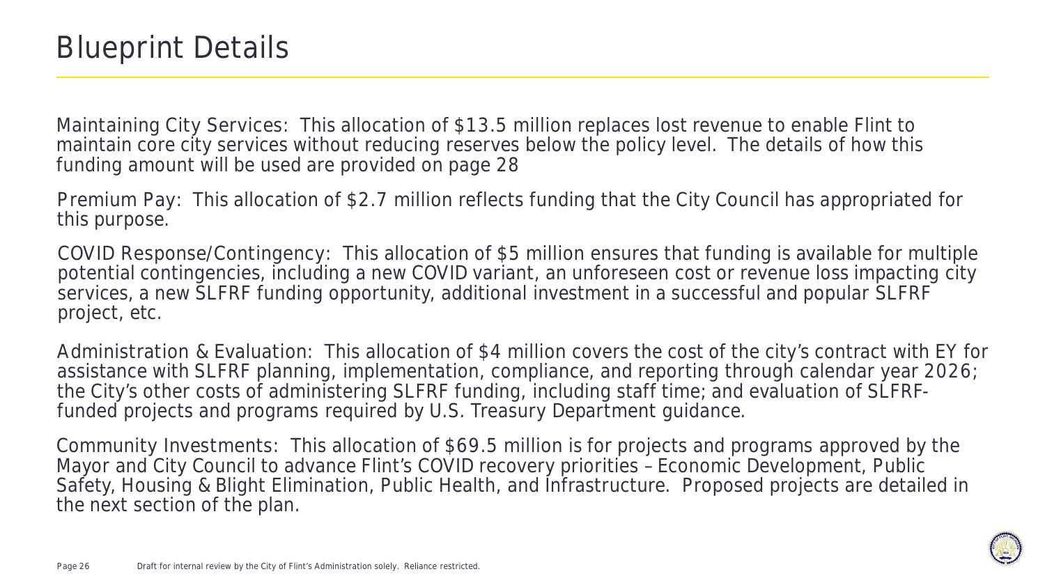# Blueprint Details

Maintaining City Services: This allocation of $13.5 million replaces lost revenue to enable Flint to maintain core city services without reducing reserves below the policy level. The details of how this funding amount will be used are provided on page 28

Premium Pay: This allocation of $2.7 million reflects funding that the City Council has appropriated for this purpose.

COVID Response/Contingency: This allocation of $5 million ensures that funding is available for multiple potential contingencies, including a new COVID variant, an unforeseen cost or revenue loss impacting city services, a new SLFRF funding opportunity, additional investment in a successful and popular SLFRF project, etc.

Administration & Evaluation: This allocation of $4 million covers the cost of the city's contract with EY for assistance with SLFRF planning, implementation, compliance, and reporting through calendar year 2026; the City's other costs of administering SLFRF funding, including staff time; and evaluation of SLFRF-funded projects and programs required by U.S. Treasury Department guidance.

Community Investments: This allocation of $69.5 million is for projects and programs approved by the Mayor and City Council to advance Flint's COVID recovery priorities – Economic Development, Public Safety, Housing & Blight Elimination, Public Health, and Infrastructure. Proposed projects are detailed in the next section of the plan.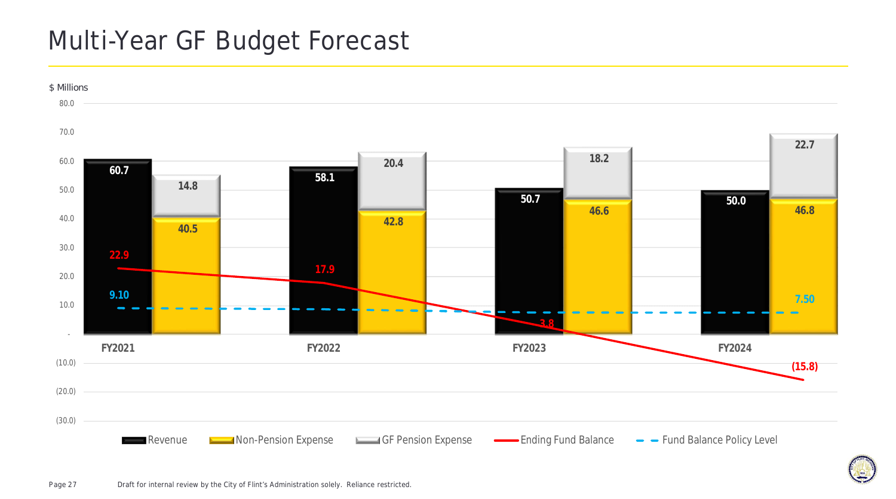# Multi-Year GF Budget Forecast

$ Millions

| | FY2021 | FY2022 | FY2023 | FY2024 |
|---|---|---|---|---|
| Revenue | 60.7 | 58.1 | 50.7 | 50.0 |
| Non-Pension Expense | 40.5 | 42.8 | 46.6 | 46.8 |
| GF Pension Expense | 14.8 | 20.4 | 18.2 | 22.7 |
| Ending Fund Balance | 22.9 | 17.9 | 3.8 | (15.8) |
| Fund Balance Policy Level | 9.10 | | | 7.50 |

Draft for internal review by the City of Flint's Administration solely. Reliance restricted.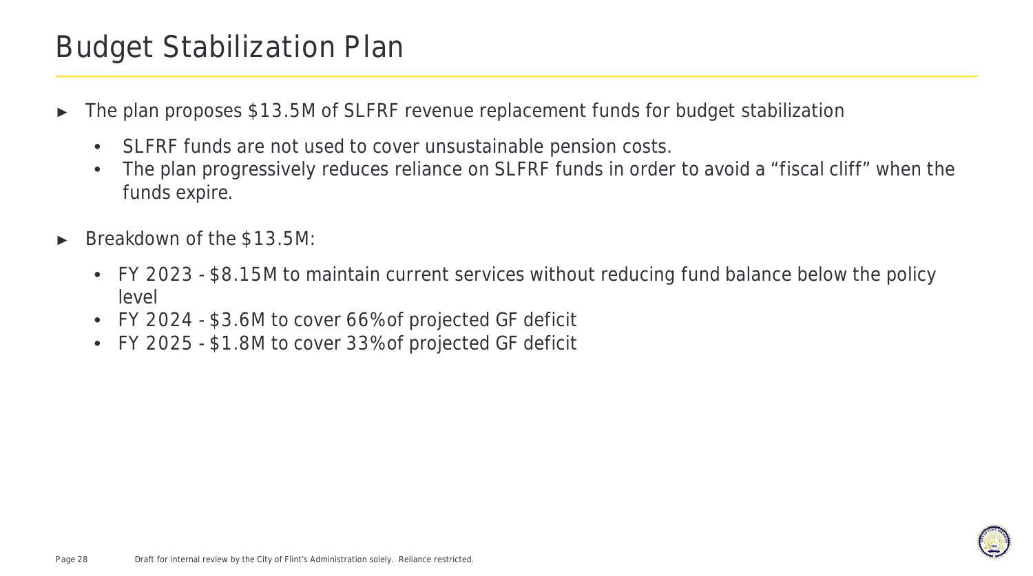# Budget Stabilization Plan

- The plan proposes $13.5M of SLFRF revenue replacement funds for budget stabilization
  - SLFRF funds are not used to cover unsustainable pension costs.
  - The plan progressively reduces reliance on SLFRF funds in order to avoid a “fiscal cliff” when the funds expire.
- Breakdown of the $13.5M:
  - FY 2023 - $8.15M to maintain current services without reducing fund balance below the policy level
  - FY 2024 - $3.6M to cover 66% of projected GF deficit
  - FY 2025 - $1.8M to cover 33% of projected GF deficit

Draft for internal review by the City of Flint's Administration solely. Reliance restricted.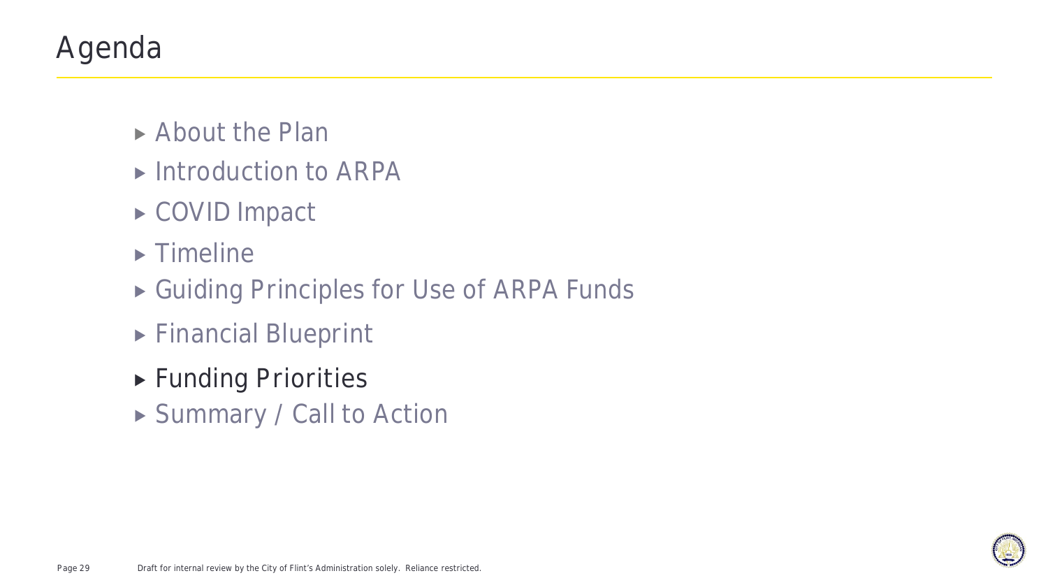# Agenda

- About the Plan
- Introduction to ARPA
- COVID Impact
- Timeline
- Guiding Principles for Use of ARPA Funds
- Financial Blueprint
- Funding Priorities
- Summary / Call to Action

Draft for internal review by the City of Flint's Administration solely. Reliance restricted.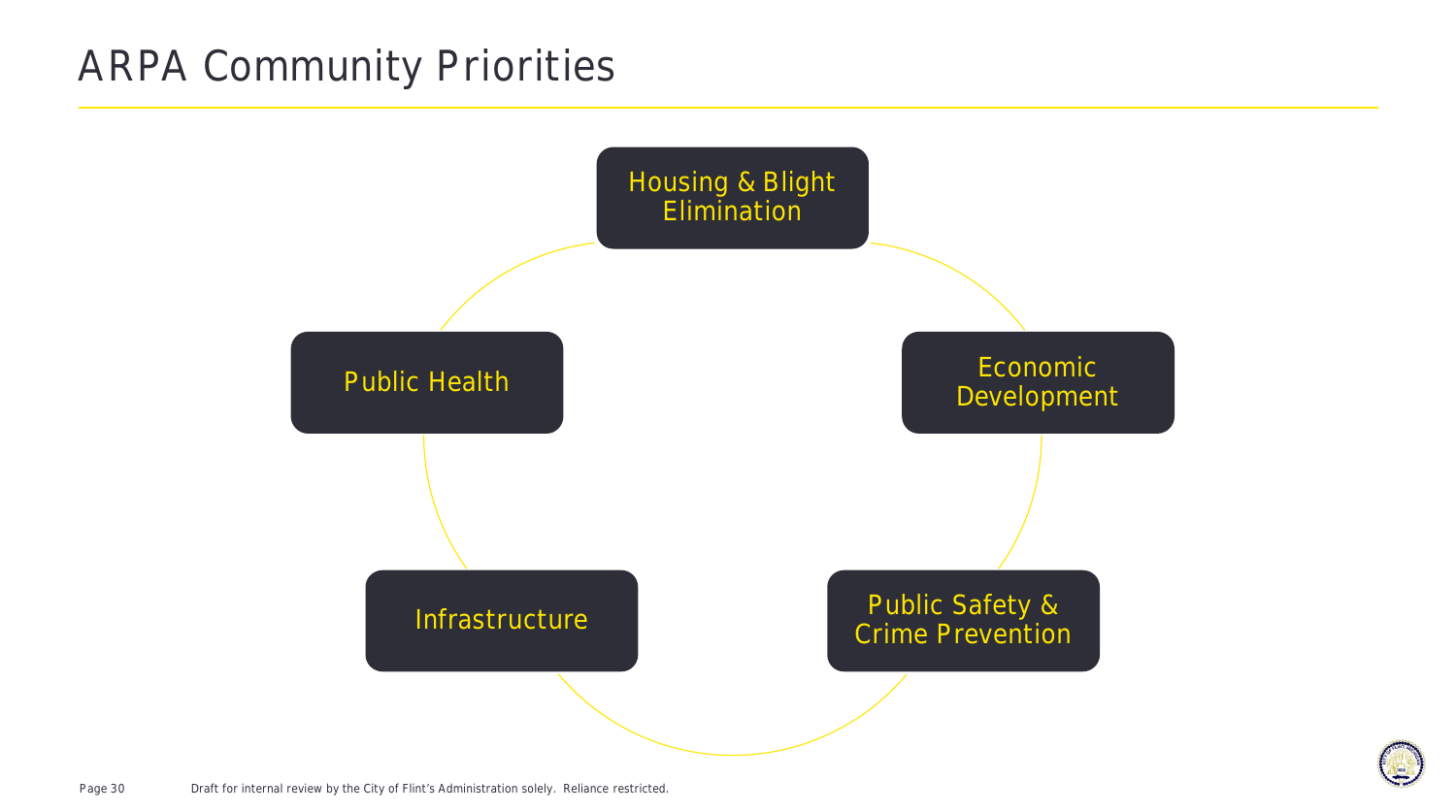# ARPA Community Priorities

- Housing & Blight Elimination
- Economic Development
- Public Safety & Crime Prevention
- Infrastructure
- Public Health

Draft for internal review by the City of Flint's Administration solely. Reliance restricted.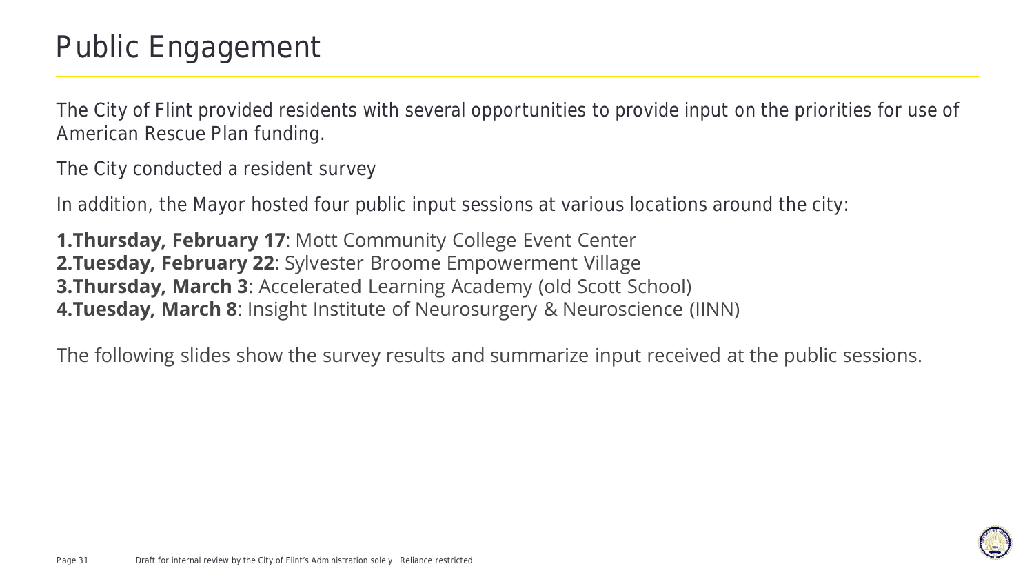# Public Engagement

The City of Flint provided residents with several opportunities to provide input on the priorities for use of American Rescue Plan funding.

The City conducted a resident survey

In addition, the Mayor hosted four public input sessions at various locations around the city:

1. **Thursday, February 17**: Mott Community College Event Center
2. **Tuesday, February 22**: Sylvester Broome Empowerment Village
3. **Thursday, March 3**: Accelerated Learning Academy (old Scott School)
4. **Tuesday, March 8**: Insight Institute of Neurosurgery & Neuroscience (IINN)

The following slides show the survey results and summarize input received at the public sessions.

Draft for internal review by the City of Flint's Administration solely. Reliance restricted.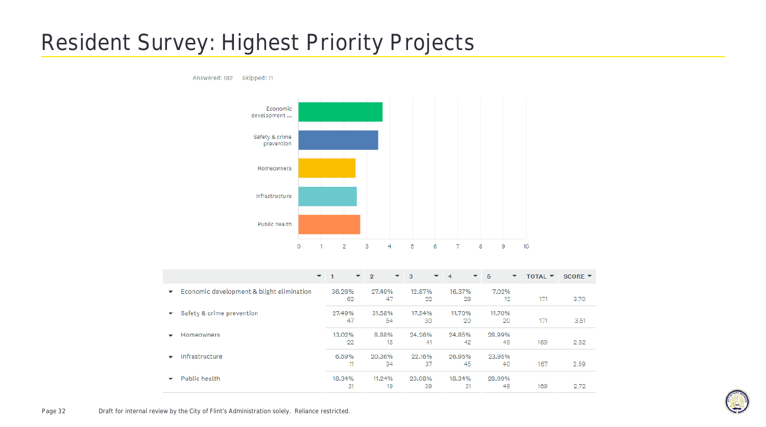# Resident Survey: Highest Priority Projects

Answered: 182 Skipped: 11

Economic development ...

Safety & crime prevention

Homeowners

Infrastructure

Public health

0 1 2 3 4 5 6 7 8 9 10

| | 1 | 2 | 3 | 4 | 5 | TOTAL | SCORE |
|---|---|---|---|---|---|---|---|
| Economic development & blight elimination | 36.26%<br>62 | 27.49%<br>47 | 12.87%<br>22 | 16.37%<br>28 | 7.02%<br>12 | 171 | 3.70 |
| Safety & crime prevention | 27.49%<br>47 | 31.58%<br>54 | 17.54%<br>30 | 11.70%<br>20 | 11.70%<br>20 | 171 | 3.51 |
| Homeowners | 13.02%<br>22 | 8.88%<br>15 | 24.26%<br>41 | 24.85%<br>42 | 28.99%<br>49 | 169 | 2.52 |
| Infrastructure | 6.59%<br>11 | 20.36%<br>34 | 22.16%<br>37 | 26.95%<br>45 | 23.95%<br>40 | 167 | 2.59 |
| Public health | 18.34%<br>31 | 11.24%<br>19 | 23.08%<br>39 | 18.34%<br>31 | 28.99%<br>49 | 169 | 2.72 |

Draft for internal review by the City of Flint's Administration solely. Reliance restricted.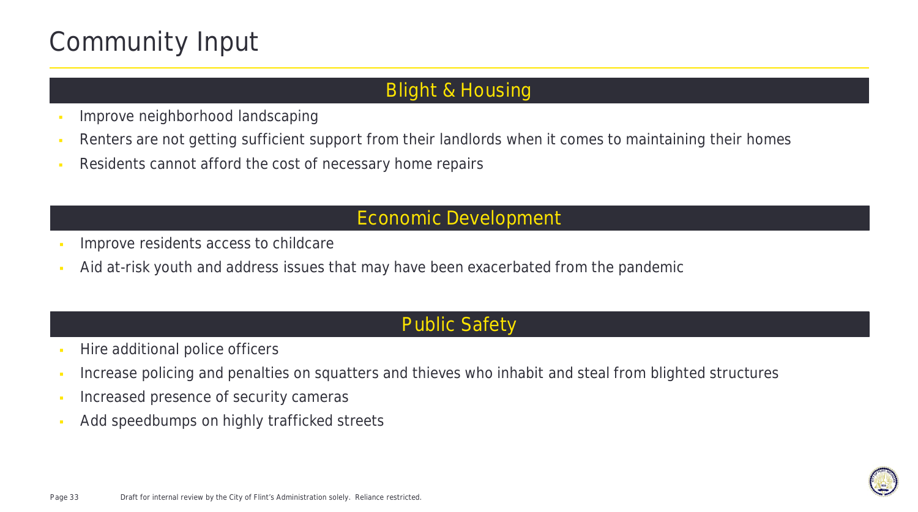# Community Input

## Blight & Housing

- Improve neighborhood landscaping
- Renters are not getting sufficient support from their landlords when it comes to maintaining their homes
- Residents cannot afford the cost of necessary home repairs

## Economic Development

- Improve residents access to childcare
- Aid at-risk youth and address issues that may have been exacerbated from the pandemic

## Public Safety

- Hire additional police officers
- Increase policing and penalties on squatters and thieves who inhabit and steal from blighted structures
- Increased presence of security cameras
- Add speedbumps on highly trafficked streets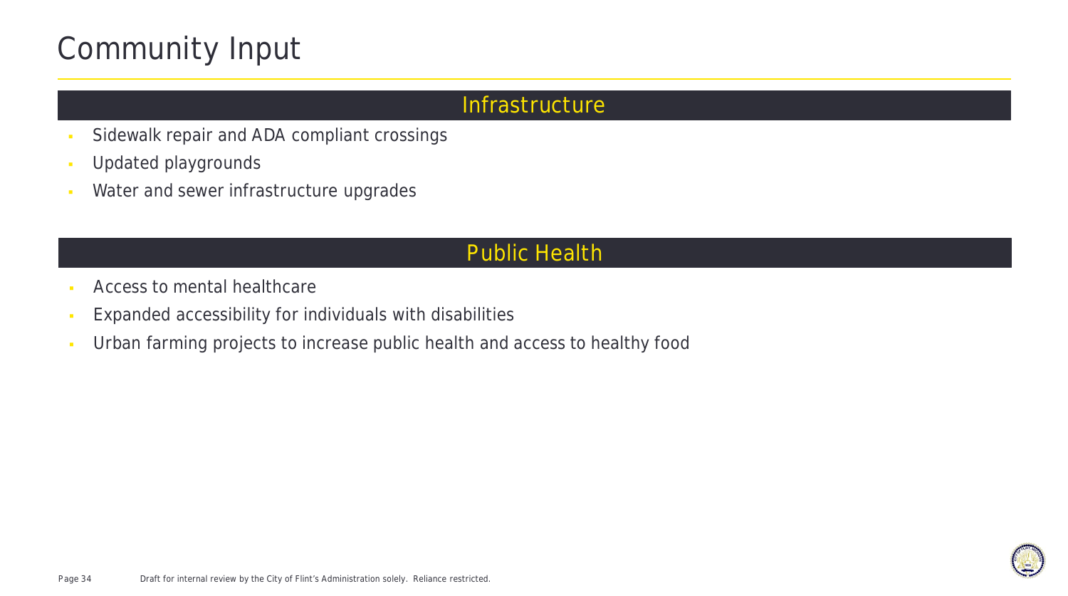# Community Input

## Infrastructure

- Sidewalk repair and ADA compliant crossings
- Updated playgrounds
- Water and sewer infrastructure upgrades

## Public Health

- Access to mental healthcare
- Expanded accessibility for individuals with disabilities
- Urban farming projects to increase public health and access to healthy food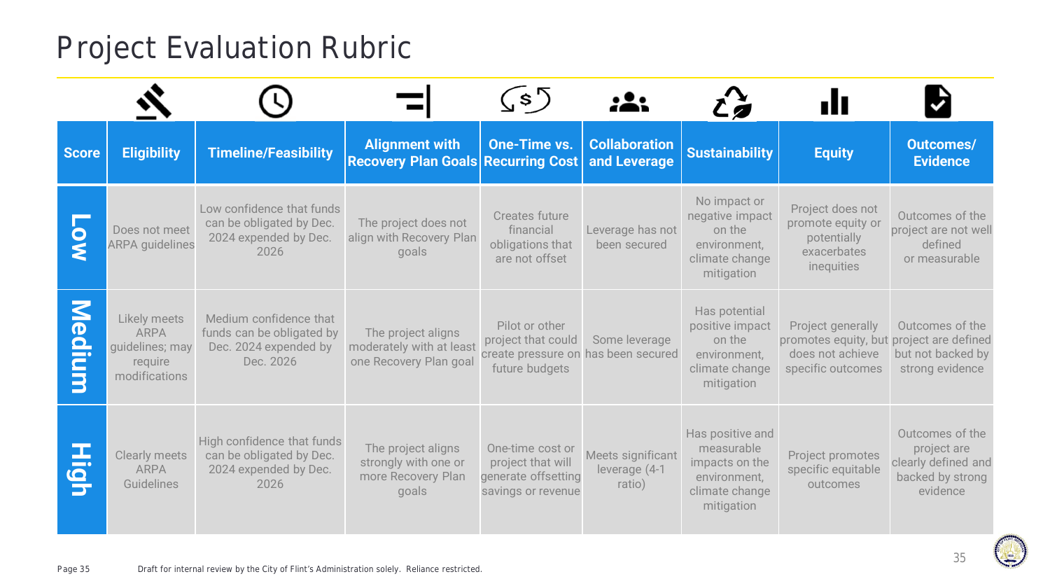# Project Evaluation Rubric

| Score | Eligibility | Timeline/Feasibility | Alignment with Recovery Plan Goals | One-Time vs. Recurring Cost | Collaboration and Leverage | Sustainability | Equity | Outcomes/ Evidence |
|---|---|---|---|---|---|---|---|---|
| **Low** | Does not meet ARPA guidelines | Low confidence that funds can be obligated by Dec. 2024 expended by Dec. 2026 | The project does not align with Recovery Plan goals | Creates future financial obligations that are not offset | Leverage has not been secured | No impact or negative impact on the environment, climate change mitigation | Project does not promote equity or potentially exacerbates inequities | Outcomes of the project are not well defined or measurable |
| **Medium** | Likely meets ARPA guidelines; may require modifications | Medium confidence that funds can be obligated by Dec. 2024 expended by Dec. 2026 | The project aligns moderately with at least one Recovery Plan goal | Pilot or other project that could create pressure on future budgets | Some leverage has been secured | Has potential positive impact on the environment, climate change mitigation | Project generally promotes equity, but does not achieve specific outcomes | Outcomes of the project are defined but not backed by strong evidence |
| **High** | Clearly meets ARPA Guidelines | High confidence that funds can be obligated by Dec. 2024 expended by Dec. 2026 | The project aligns strongly with one or more Recovery Plan goals | One-time cost or project that will generate offsetting savings or revenue | Meets significant leverage (4-1 ratio) | Has positive and measurable impacts on the environment, climate change mitigation | Project promotes specific equitable outcomes | Outcomes of the project are clearly defined and backed by strong evidence |

Draft for internal review by the City of Flint's Administration solely. Reliance restricted.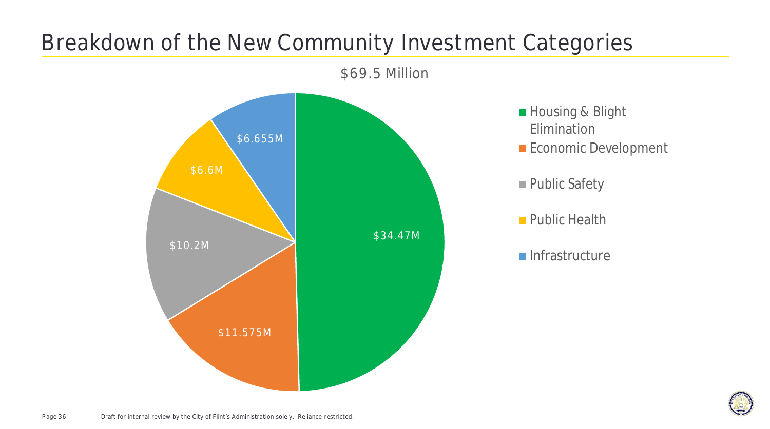# Breakdown of the New Community Investment Categories

$69.5 Million

| Category | Amount |
|---|---|
| Housing & Blight Elimination | $34.47M |
| Economic Development | $11.575M |
| Public Safety | $10.2M |
| Public Health | $6.6M |
| Infrastructure | $6.655M |

Draft for internal review by the City of Flint's Administration solely. Reliance restricted.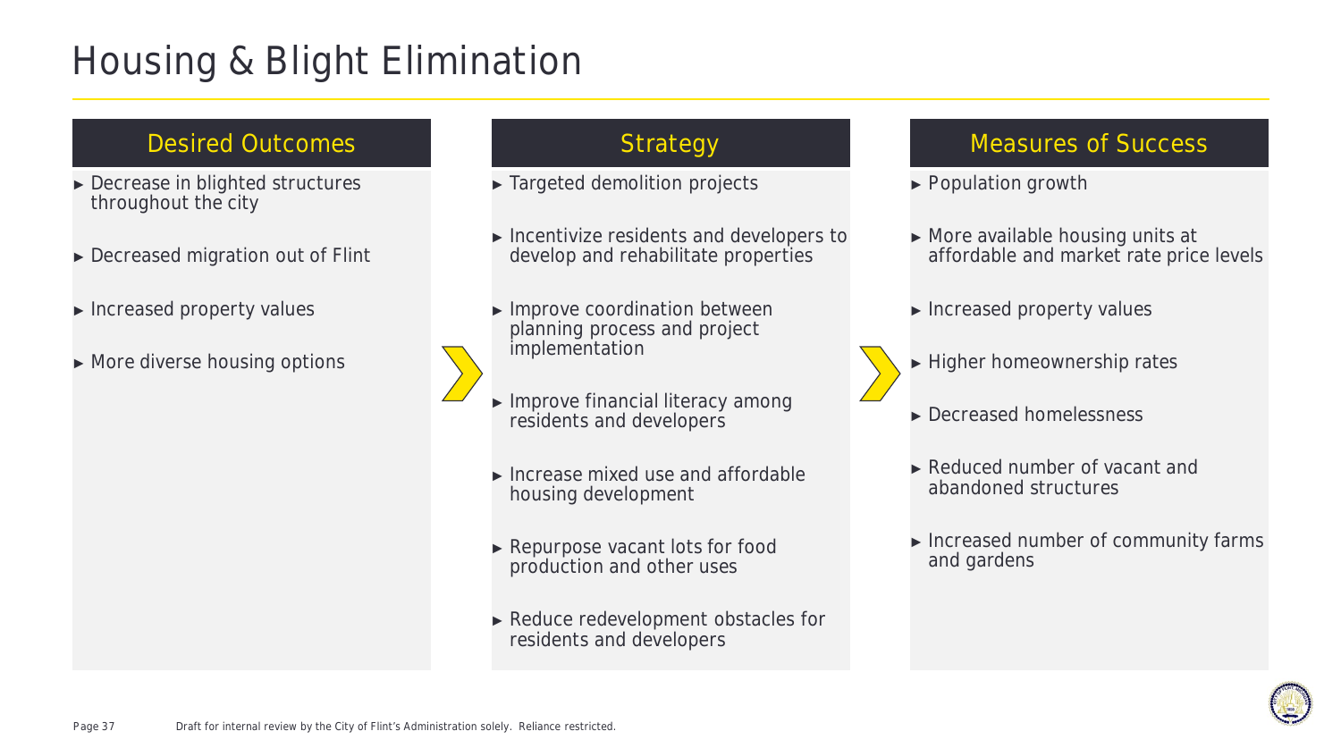# Housing & Blight Elimination

## Desired Outcomes

- Decrease in blighted structures throughout the city
- Decreased migration out of Flint
- Increased property values
- More diverse housing options

## Strategy

- Targeted demolition projects
- Incentivize residents and developers to develop and rehabilitate properties
- Improve coordination between planning process and project implementation
- Improve financial literacy among residents and developers
- Increase mixed use and affordable housing development
- Repurpose vacant lots for food production and other uses
- Reduce redevelopment obstacles for residents and developers

## Measures of Success

- Population growth
- More available housing units at affordable and market rate price levels
- Increased property values
- Higher homeownership rates
- Decreased homelessness
- Reduced number of vacant and abandoned structures
- Increased number of community farms and gardens

Draft for internal review by the City of Flint's Administration solely. Reliance restricted.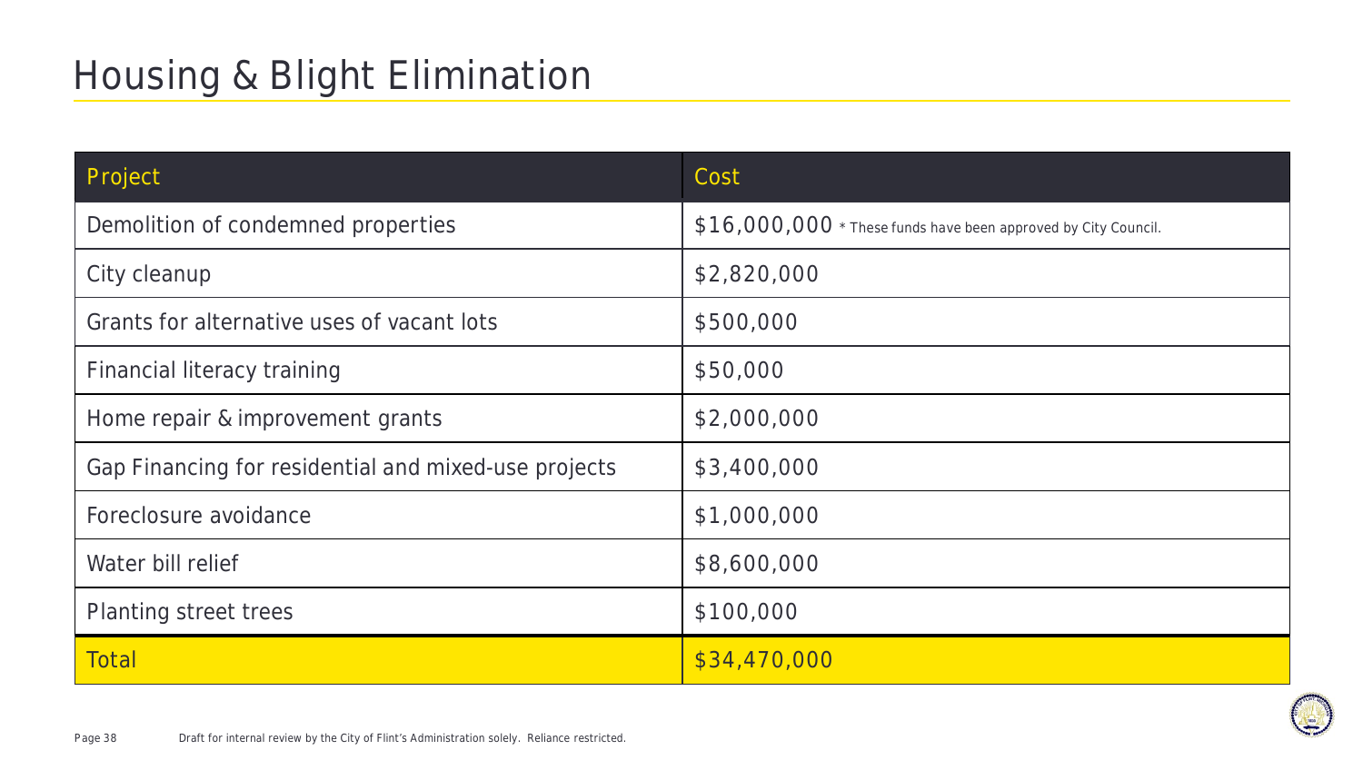# Housing & Blight Elimination

| Project | Cost |
| --- | --- |
| Demolition of condemned properties | $16,000,000 * These funds have been approved by City Council. |
| City cleanup | $2,820,000 |
| Grants for alternative uses of vacant lots | $500,000 |
| Financial literacy training | $50,000 |
| Home repair & improvement grants | $2,000,000 |
| Gap Financing for residential and mixed-use projects | $3,400,000 |
| Foreclosure avoidance | $1,000,000 |
| Water bill relief | $8,600,000 |
| Planting street trees | $100,000 |
| Total | $34,470,000 |

Draft for internal review by the City of Flint's Administration solely. Reliance restricted.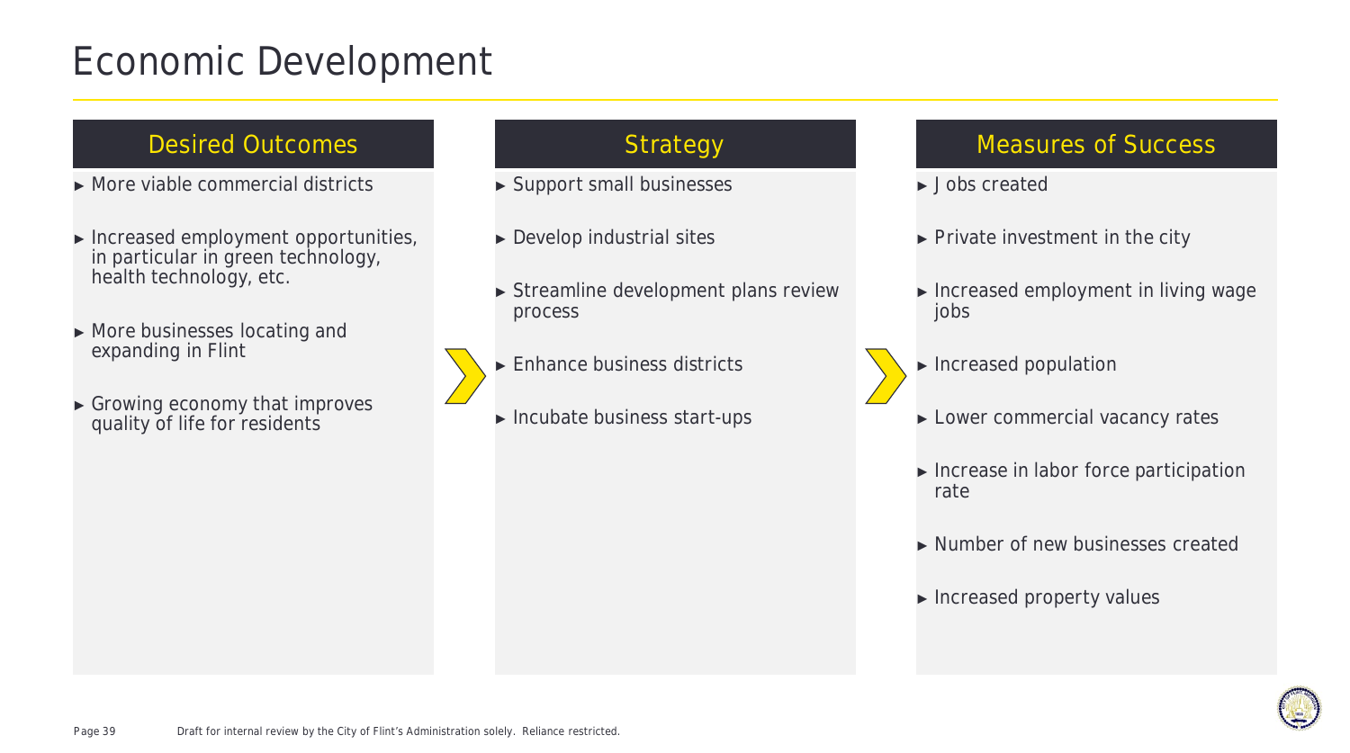# Economic Development

## Desired Outcomes

- More viable commercial districts
- Increased employment opportunities, in particular in green technology, health technology, etc.
- More businesses locating and expanding in Flint
- Growing economy that improves quality of life for residents

## Strategy

- Support small businesses
- Develop industrial sites
- Streamline development plans review process
- Enhance business districts
- Incubate business start-ups

## Measures of Success

- Jobs created
- Private investment in the city
- Increased employment in living wage jobs
- Increased population
- Lower commercial vacancy rates
- Increase in labor force participation rate
- Number of new businesses created
- Increased property values

Draft for internal review by the City of Flint's Administration solely. Reliance restricted.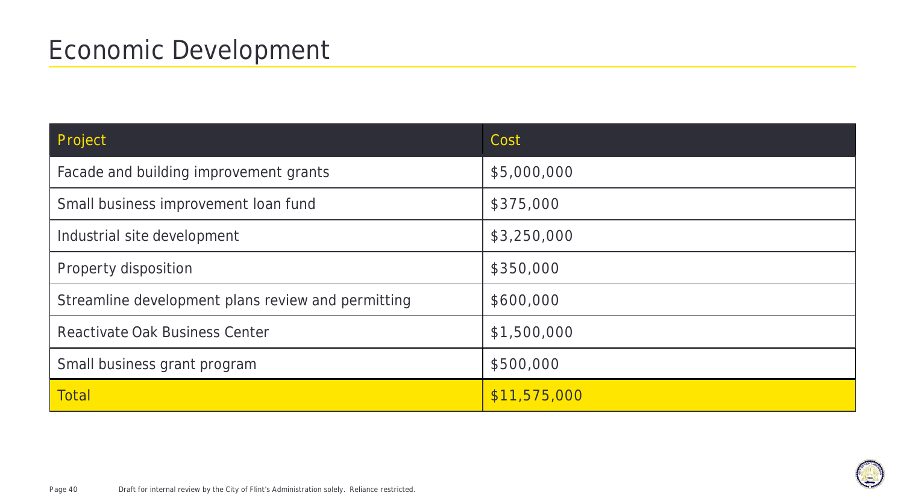# Economic Development

| Project | Cost |
|---|---|
| Facade and building improvement grants | $5,000,000 |
| Small business improvement loan fund | $375,000 |
| Industrial site development | $3,250,000 |
| Property disposition | $350,000 |
| Streamline development plans review and permitting | $600,000 |
| Reactivate Oak Business Center | $1,500,000 |
| Small business grant program | $500,000 |
| Total | $11,575,000 |

Draft for internal review by the City of Flint's Administration solely. Reliance restricted.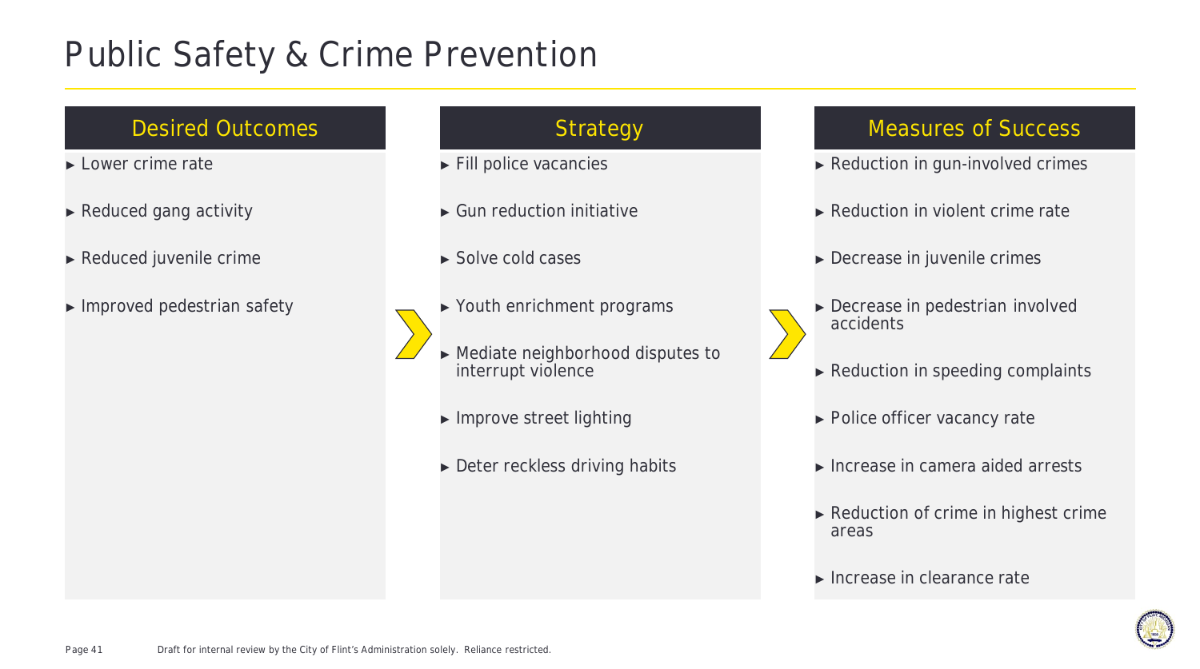# Public Safety & Crime Prevention

## Desired Outcomes

- Lower crime rate
- Reduced gang activity
- Reduced juvenile crime
- Improved pedestrian safety

## Strategy

- Fill police vacancies
- Gun reduction initiative
- Solve cold cases
- Youth enrichment programs
- Mediate neighborhood disputes to interrupt violence
- Improve street lighting
- Deter reckless driving habits

## Measures of Success

- Reduction in gun-involved crimes
- Reduction in violent crime rate
- Decrease in juvenile crimes
- Decrease in pedestrian involved accidents
- Reduction in speeding complaints
- Police officer vacancy rate
- Increase in camera aided arrests
- Reduction of crime in highest crime areas
- Increase in clearance rate

Draft for internal review by the City of Flint's Administration solely. Reliance restricted.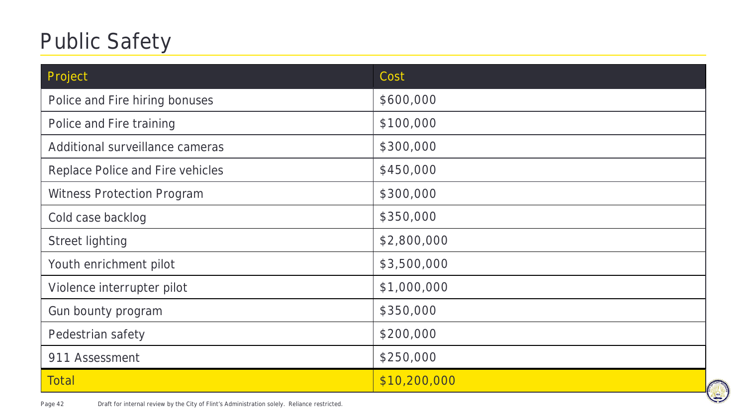# Public Safety

| Project | Cost |
|---|---|
| Police and Fire hiring bonuses | $600,000 |
| Police and Fire training | $100,000 |
| Additional surveillance cameras | $300,000 |
| Replace Police and Fire vehicles | $450,000 |
| Witness Protection Program | $300,000 |
| Cold case backlog | $350,000 |
| Street lighting | $2,800,000 |
| Youth enrichment pilot | $3,500,000 |
| Violence interrupter pilot | $1,000,000 |
| Gun bounty program | $350,000 |
| Pedestrian safety | $200,000 |
| 911 Assessment | $250,000 |
| Total | $10,200,000 |

Draft for internal review by the City of Flint's Administration solely. Reliance restricted.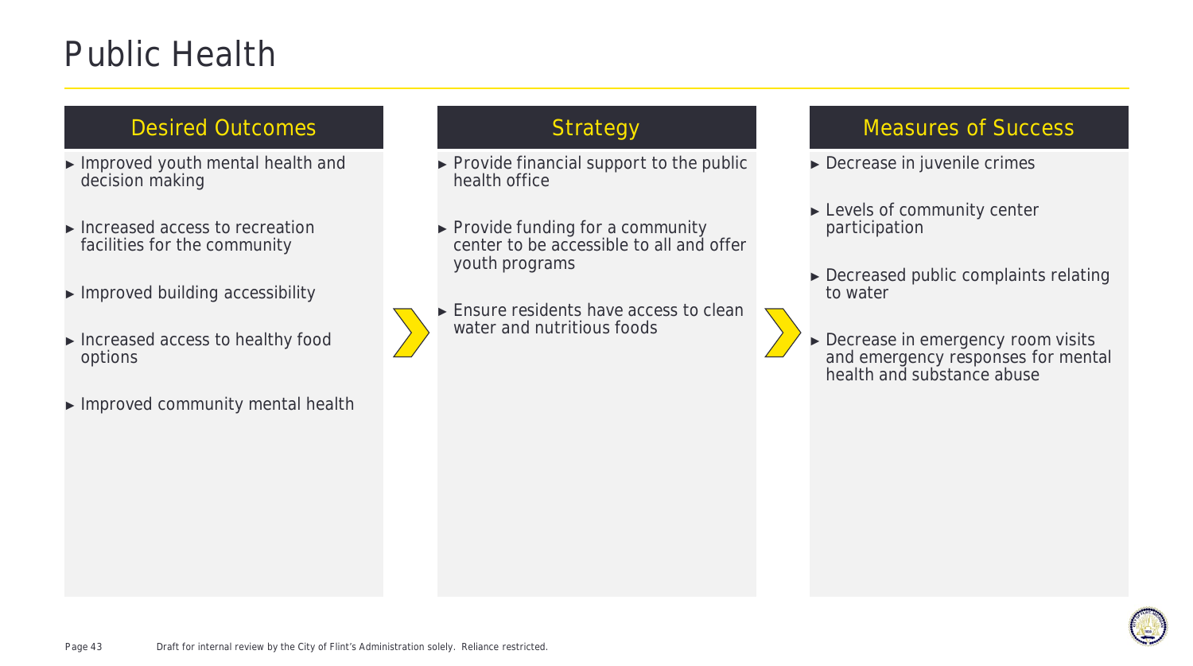# Public Health

## Desired Outcomes

- Improved youth mental health and decision making
- Increased access to recreation facilities for the community
- Improved building accessibility
- Increased access to healthy food options
- Improved community mental health

## Strategy

- Provide financial support to the public health office
- Provide funding for a community center to be accessible to all and offer youth programs
- Ensure residents have access to clean water and nutritious foods

## Measures of Success

- Decrease in juvenile crimes
- Levels of community center participation
- Decreased public complaints relating to water
- Decrease in emergency room visits and emergency responses for mental health and substance abuse

Draft for internal review by the City of Flint's Administration solely. Reliance restricted.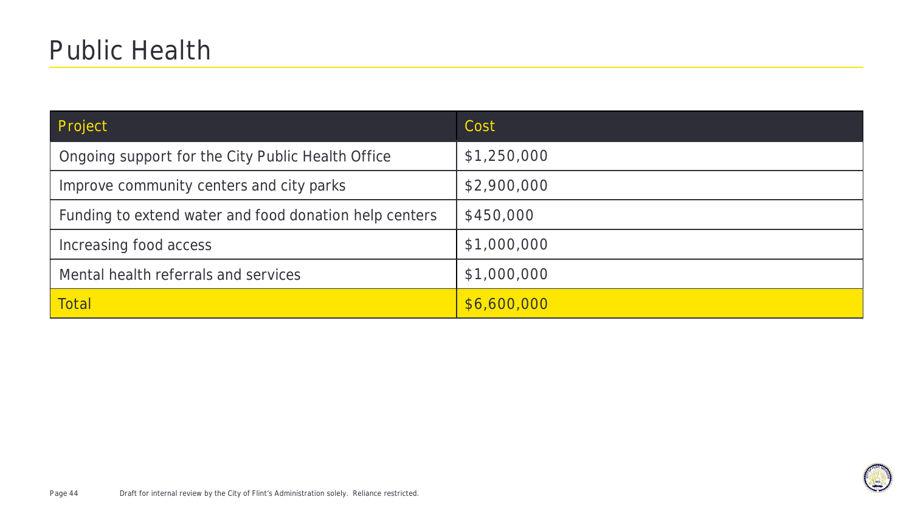# Public Health

| Project | Cost |
| --- | --- |
| Ongoing support for the City Public Health Office | $1,250,000 |
| Improve community centers and city parks | $2,900,000 |
| Funding to extend water and food donation help centers | $450,000 |
| Increasing food access | $1,000,000 |
| Mental health referrals and services | $1,000,000 |
| Total | $6,600,000 |

Draft for internal review by the City of Flint's Administration solely. Reliance restricted.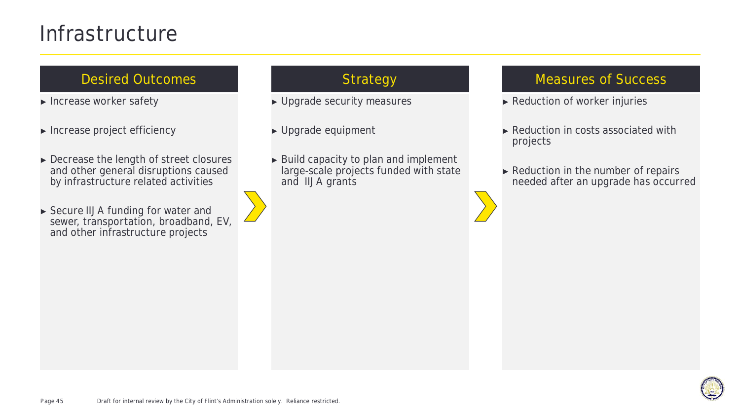# Infrastructure

## Desired Outcomes

- Increase worker safety
- Increase project efficiency
- Decrease the length of street closures and other general disruptions caused by infrastructure related activities
- Secure IIJA funding for water and sewer, transportation, broadband, EV, and other infrastructure projects

## Strategy

- Upgrade security measures
- Upgrade equipment
- Build capacity to plan and implement large-scale projects funded with state and IIJA grants

## Measures of Success

- Reduction of worker injuries
- Reduction in costs associated with projects
- Reduction in the number of repairs needed after an upgrade has occurred

Draft for internal review by the City of Flint's Administration solely. Reliance restricted.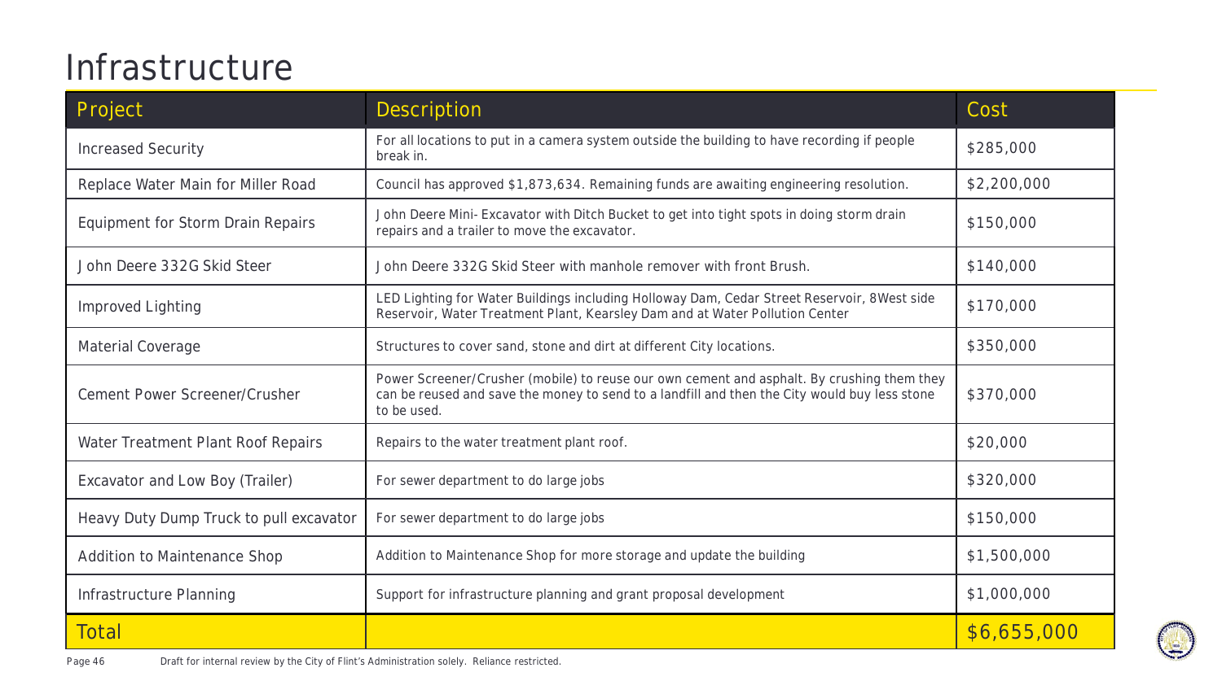# Infrastructure

| Project | Description | Cost |
| --- | --- | --- |
| Increased Security | For all locations to put in a camera system outside the building to have recording if people break in. | $285,000 |
| Replace Water Main for Miller Road | Council has approved $1,873,634. Remaining funds are awaiting engineering resolution. | $2,200,000 |
| Equipment for Storm Drain Repairs | John Deere Mini- Excavator with Ditch Bucket to get into tight spots in doing storm drain repairs and a trailer to move the excavator. | $150,000 |
| John Deere 332G Skid Steer | John Deere 332G Skid Steer with manhole remover with front Brush. | $140,000 |
| Improved Lighting | LED Lighting for Water Buildings including Holloway Dam, Cedar Street Reservoir, 8West side Reservoir, Water Treatment Plant, Kearsley Dam and at Water Pollution Center | $170,000 |
| Material Coverage | Structures to cover sand, stone and dirt at different City locations. | $350,000 |
| Cement Power Screener/Crusher | Power Screener/Crusher (mobile) to reuse our own cement and asphalt. By crushing them they can be reused and save the money to send to a landfill and then the City would buy less stone to be used. | $370,000 |
| Water Treatment Plant Roof Repairs | Repairs to the water treatment plant roof. | $20,000 |
| Excavator and Low Boy (Trailer) | For sewer department to do large jobs | $320,000 |
| Heavy Duty Dump Truck to pull excavator | For sewer department to do large jobs | $150,000 |
| Addition to Maintenance Shop | Addition to Maintenance Shop for more storage and update the building | $1,500,000 |
| Infrastructure Planning | Support for infrastructure planning and grant proposal development | $1,000,000 |
| Total | | $6,655,000 |

Draft for internal review by the City of Flint's Administration solely. Reliance restricted.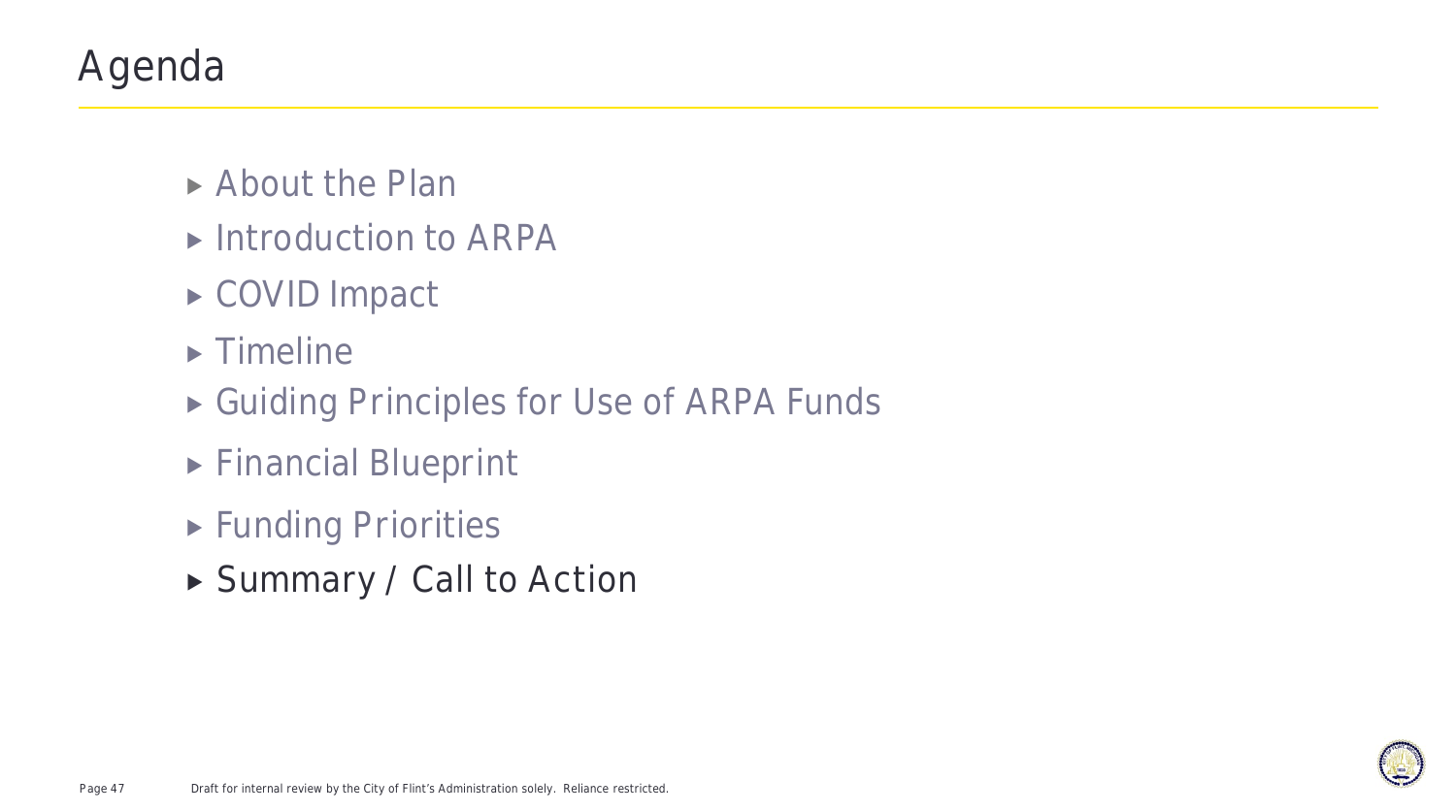# Agenda

- About the Plan
- Introduction to ARPA
- COVID Impact
- Timeline
- Guiding Principles for Use of ARPA Funds
- Financial Blueprint
- Funding Priorities
- Summary / Call to Action

Draft for internal review by the City of Flint's Administration solely. Reliance restricted.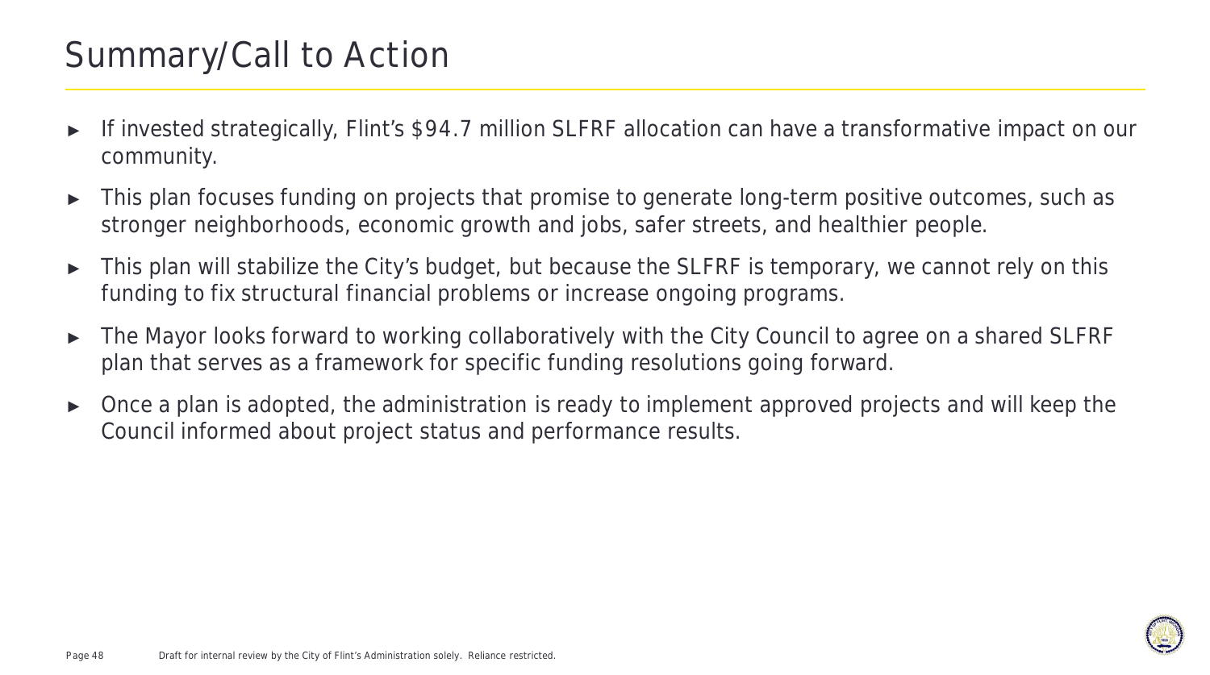# Summary/Call to Action

- If invested strategically, Flint's $94.7 million SLFRF allocation can have a transformative impact on our community.
- This plan focuses funding on projects that promise to generate long-term positive outcomes, such as stronger neighborhoods, economic growth and jobs, safer streets, and healthier people.
- This plan will stabilize the City's budget, but because the SLFRF is temporary, we cannot rely on this funding to fix structural financial problems or increase ongoing programs.
- The Mayor looks forward to working collaboratively with the City Council to agree on a shared SLFRF plan that serves as a framework for specific funding resolutions going forward.
- Once a plan is adopted, the administration is ready to implement approved projects and will keep the Council informed about project status and performance results.

Draft for internal review by the City of Flint's Administration solely. Reliance restricted.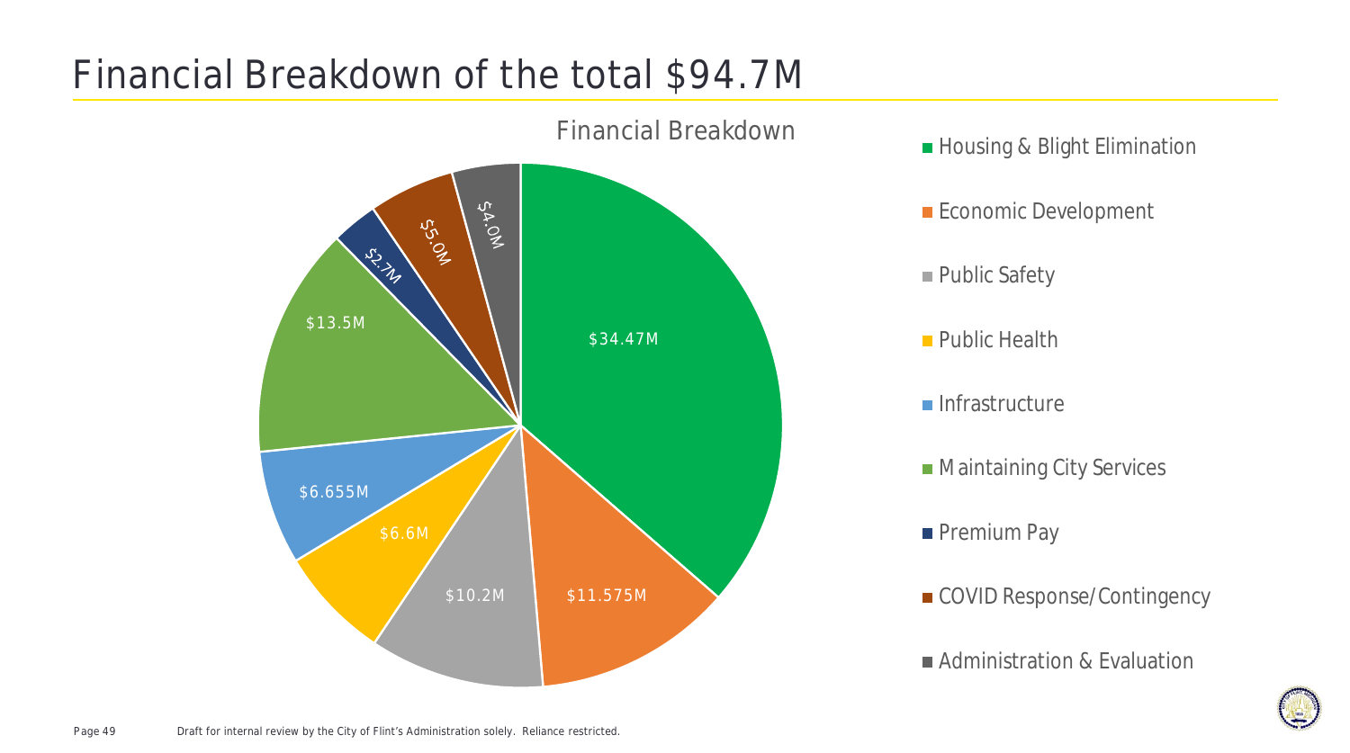# Financial Breakdown of the total $94.7M

## Financial Breakdown

| Category | Amount |
| --- | --- |
| Housing & Blight Elimination | $34.47M |
| Economic Development | $11.575M |
| Public Safety | $10.2M |
| Public Health | $6.6M |
| Infrastructure | $6.655M |
| Maintaining City Services | $13.5M |
| Premium Pay | $2.7M |
| COVID Response/Contingency | $5.0M |
| Administration & Evaluation | $4.0M |

Draft for internal review by the City of Flint's Administration solely. Reliance restricted.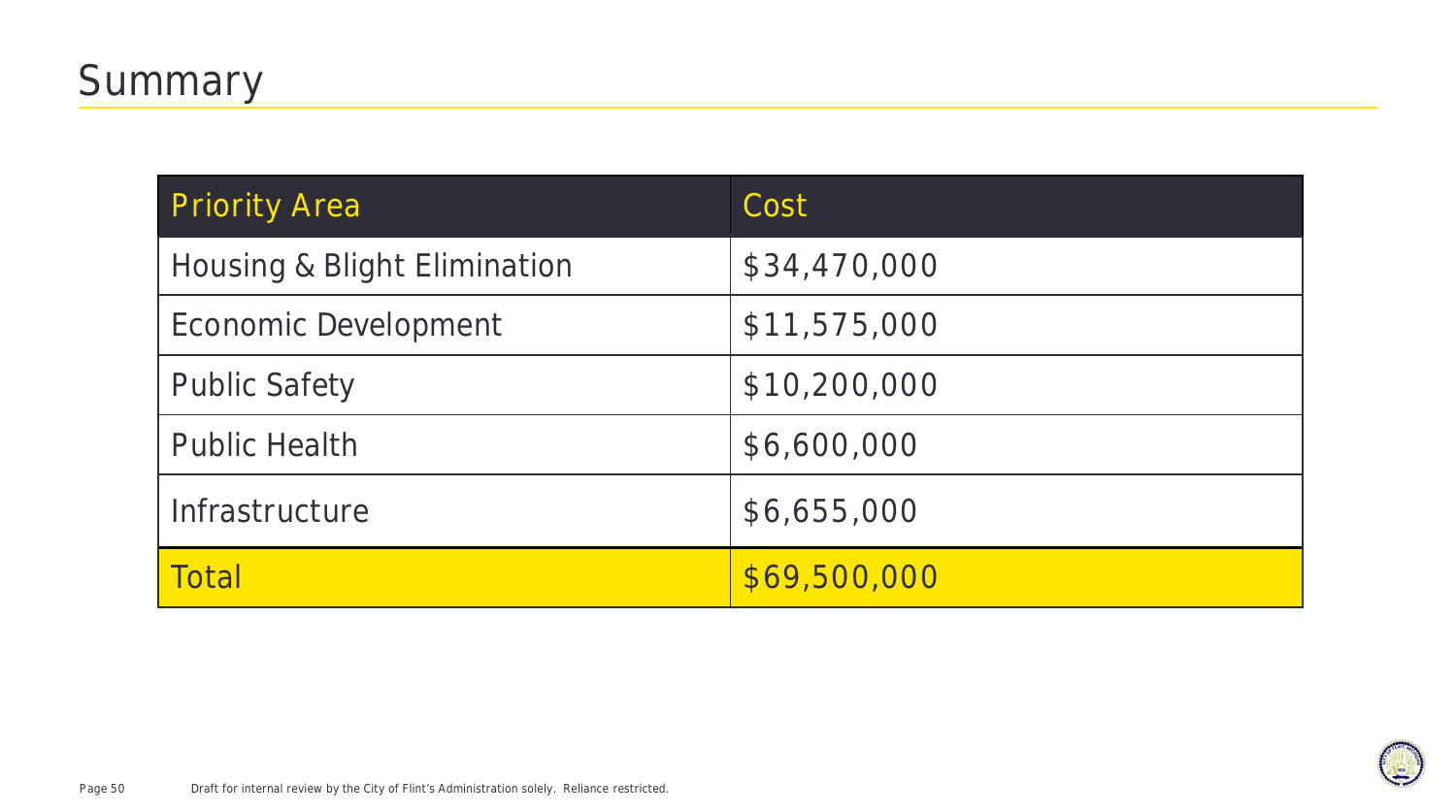# Summary

| Priority Area | Cost |
|---|---|
| Housing & Blight Elimination | $34,470,000 |
| Economic Development | $11,575,000 |
| Public Safety | $10,200,000 |
| Public Health | $6,600,000 |
| Infrastructure | $6,655,000 |
| Total | $69,500,000 |

Draft for internal review by the City of Flint's Administration solely. Reliance restricted.